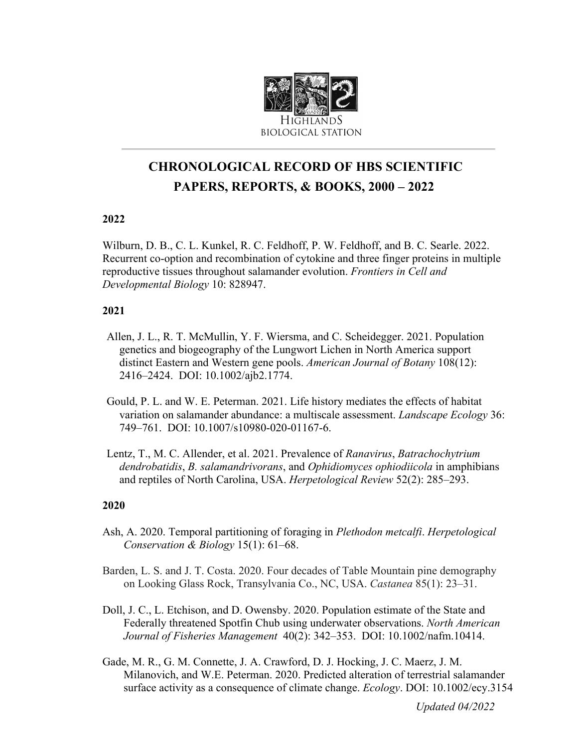HIGHLANDS
BIOLOGICAL STATION

# CHRONOLOGICAL RECORD OF HBS SCIENTIFIC PAPERS, REPORTS, & BOOKS, 2000 – 2022

## 2022

Wilburn, D. B., C. L. Kunkel, R. C. Feldhoff, P. W. Feldhoff, and B. C. Searle. 2022. Recurrent co-option and recombination of cytokine and three finger proteins in multiple reproductive tissues throughout salamander evolution. *Frontiers in Cell and Developmental Biology* 10: 828947.

## 2021

Allen, J. L., R. T. McMullin, Y. F. Wiersma, and C. Scheidegger. 2021. Population genetics and biogeography of the Lungwort Lichen in North America support distinct Eastern and Western gene pools. *American Journal of Botany* 108(12): 2416–2424. DOI: 10.1002/ajb2.1774.

Gould, P. L. and W. E. Peterman. 2021. Life history mediates the effects of habitat variation on salamander abundance: a multiscale assessment. *Landscape Ecology* 36: 749–761. DOI: 10.1007/s10980-020-01167-6.

Lentz, T., M. C. Allender, et al. 2021. Prevalence of *Ranavirus*, *Batrachochytrium dendrobatidis*, *B. salamandrivorans*, and *Ophidiomyces ophiodiicola* in amphibians and reptiles of North Carolina, USA. *Herpetological Review* 52(2): 285–293.

## 2020

Ash, A. 2020. Temporal partitioning of foraging in *Plethodon metcalfi*. *Herpetological Conservation & Biology* 15(1): 61–68.

Barden, L. S. and J. T. Costa. 2020. Four decades of Table Mountain pine demography on Looking Glass Rock, Transylvania Co., NC, USA. *Castanea* 85(1): 23–31.

Doll, J. C., L. Etchison, and D. Owensby. 2020. Population estimate of the State and Federally threatened Spotfin Chub using underwater observations. *North American Journal of Fisheries Management* 40(2): 342–353. DOI: 10.1002/nafm.10414.

Gade, M. R., G. M. Connette, J. A. Crawford, D. J. Hocking, J. C. Maerz, J. M. Milanovich, and W.E. Peterman. 2020. Predicted alteration of terrestrial salamander surface activity as a consequence of climate change. *Ecology*. DOI: 10.1002/ecy.3154

*Updated 04/2022*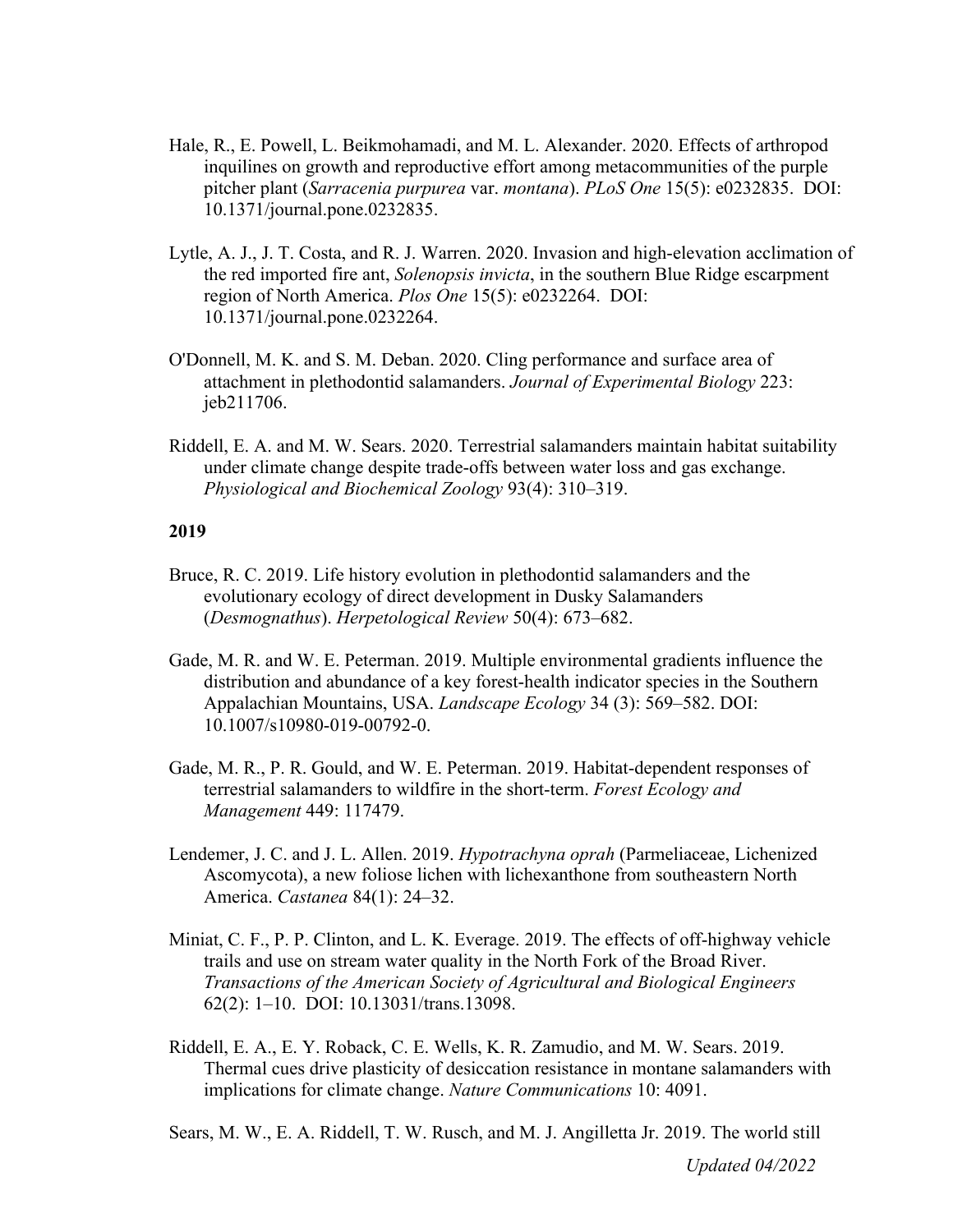Hale, R., E. Powell, L. Beikmohamadi, and M. L. Alexander. 2020. Effects of arthropod inquilines on growth and reproductive effort among metacommunities of the purple pitcher plant (*Sarracenia purpurea* var. *montana*). *PLoS One* 15(5): e0232835. DOI: 10.1371/journal.pone.0232835.

Lytle, A. J., J. T. Costa, and R. J. Warren. 2020. Invasion and high-elevation acclimation of the red imported fire ant, *Solenopsis invicta*, in the southern Blue Ridge escarpment region of North America. *Plos One* 15(5): e0232264. DOI: 10.1371/journal.pone.0232264.

O'Donnell, M. K. and S. M. Deban. 2020. Cling performance and surface area of attachment in plethodontid salamanders. *Journal of Experimental Biology* 223: jeb211706.

Riddell, E. A. and M. W. Sears. 2020. Terrestrial salamanders maintain habitat suitability under climate change despite trade-offs between water loss and gas exchange. *Physiological and Biochemical Zoology* 93(4): 310–319.

**2019**

Bruce, R. C. 2019. Life history evolution in plethodontid salamanders and the evolutionary ecology of direct development in Dusky Salamanders (*Desmognathus*). *Herpetological Review* 50(4): 673–682.

Gade, M. R. and W. E. Peterman. 2019. Multiple environmental gradients influence the distribution and abundance of a key forest-health indicator species in the Southern Appalachian Mountains, USA. *Landscape Ecology* 34 (3): 569–582. DOI: 10.1007/s10980-019-00792-0.

Gade, M. R., P. R. Gould, and W. E. Peterman. 2019. Habitat-dependent responses of terrestrial salamanders to wildfire in the short-term. *Forest Ecology and Management* 449: 117479.

Lendemer, J. C. and J. L. Allen. 2019. *Hypotrachyna oprah* (Parmeliaceae, Lichenized Ascomycota), a new foliose lichen with lichexanthone from southeastern North America. *Castanea* 84(1): 24–32.

Miniat, C. F., P. P. Clinton, and L. K. Everage. 2019. The effects of off-highway vehicle trails and use on stream water quality in the North Fork of the Broad River. *Transactions of the American Society of Agricultural and Biological Engineers* 62(2): 1–10. DOI: 10.13031/trans.13098.

Riddell, E. A., E. Y. Roback, C. E. Wells, K. R. Zamudio, and M. W. Sears. 2019. Thermal cues drive plasticity of desiccation resistance in montane salamanders with implications for climate change. *Nature Communications* 10: 4091.

Sears, M. W., E. A. Riddell, T. W. Rusch, and M. J. Angilletta Jr. 2019. The world still

*Updated 04/2022*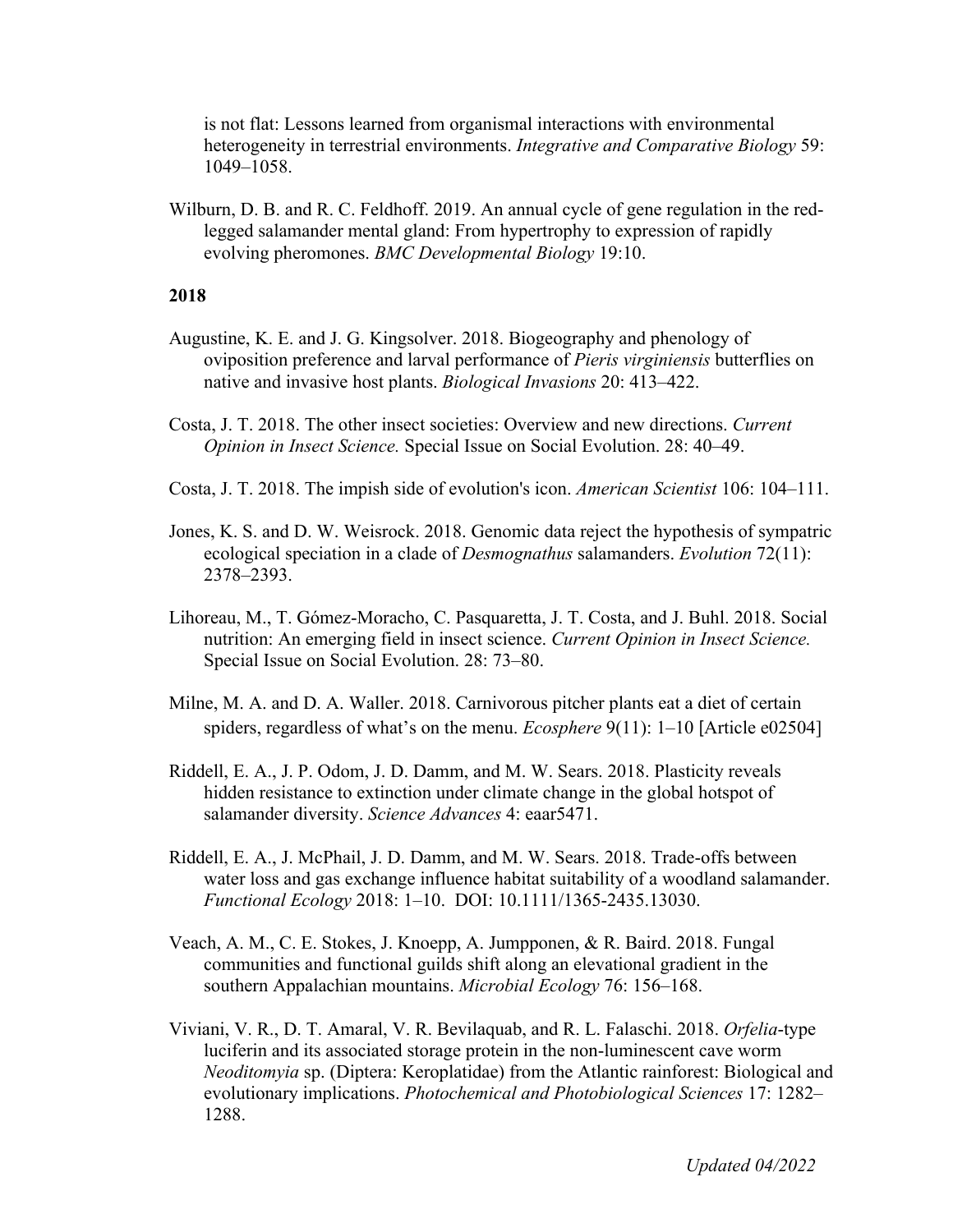is not flat: Lessons learned from organismal interactions with environmental heterogeneity in terrestrial environments. *Integrative and Comparative Biology* 59: 1049–1058.

Wilburn, D. B. and R. C. Feldhoff. 2019. An annual cycle of gene regulation in the red-legged salamander mental gland: From hypertrophy to expression of rapidly evolving pheromones. *BMC Developmental Biology* 19:10.

**2018**

Augustine, K. E. and J. G. Kingsolver. 2018. Biogeography and phenology of oviposition preference and larval performance of *Pieris virginiensis* butterflies on native and invasive host plants. *Biological Invasions* 20: 413–422.

Costa, J. T. 2018. The other insect societies: Overview and new directions. *Current Opinion in Insect Science.* Special Issue on Social Evolution. 28: 40–49.

Costa, J. T. 2018. The impish side of evolution's icon. *American Scientist* 106: 104–111.

Jones, K. S. and D. W. Weisrock. 2018. Genomic data reject the hypothesis of sympatric ecological speciation in a clade of *Desmognathus* salamanders. *Evolution* 72(11): 2378–2393.

Lihoreau, M., T. Gómez-Moracho, C. Pasquaretta, J. T. Costa, and J. Buhl. 2018. Social nutrition: An emerging field in insect science. *Current Opinion in Insect Science.* Special Issue on Social Evolution. 28: 73–80.

Milne, M. A. and D. A. Waller. 2018. Carnivorous pitcher plants eat a diet of certain spiders, regardless of what's on the menu. *Ecosphere* 9(11): 1–10 [Article e02504]

Riddell, E. A., J. P. Odom, J. D. Damm, and M. W. Sears. 2018. Plasticity reveals hidden resistance to extinction under climate change in the global hotspot of salamander diversity. *Science Advances* 4: eaar5471.

Riddell, E. A., J. McPhail, J. D. Damm, and M. W. Sears. 2018. Trade-offs between water loss and gas exchange influence habitat suitability of a woodland salamander. *Functional Ecology* 2018: 1–10. DOI: 10.1111/1365-2435.13030.

Veach, A. M., C. E. Stokes, J. Knoepp, A. Jumpponen, & R. Baird. 2018. Fungal communities and functional guilds shift along an elevational gradient in the southern Appalachian mountains. *Microbial Ecology* 76: 156–168.

Viviani, V. R., D. T. Amaral, V. R. Bevilaquab, and R. L. Falaschi. 2018. *Orfelia*-type luciferin and its associated storage protein in the non-luminescent cave worm *Neoditomyia* sp. (Diptera: Keroplatidae) from the Atlantic rainforest: Biological and evolutionary implications. *Photochemical and Photobiological Sciences* 17: 1282–1288.

*Updated 04/2022*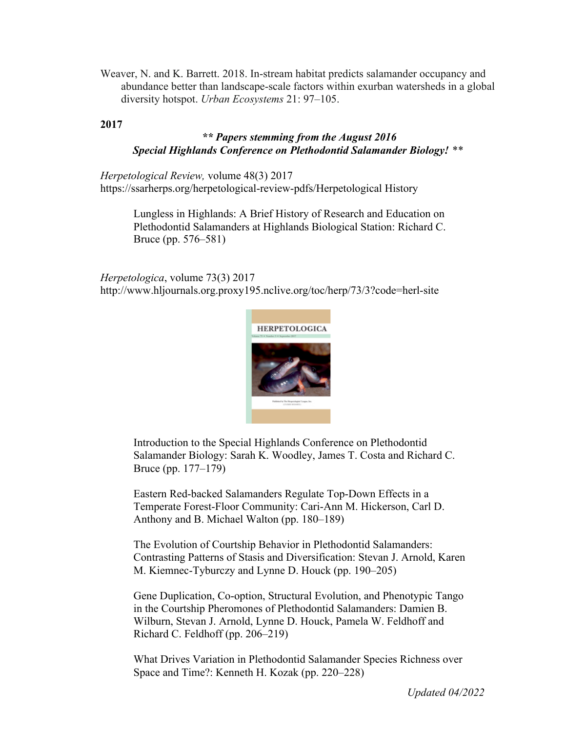Weaver, N. and K. Barrett. 2018. In-stream habitat predicts salamander occupancy and abundance better than landscape-scale factors within exurban watersheds in a global diversity hotspot. *Urban Ecosystems* 21: 97–105.

**2017**

***\*\* Papers stemming from the August 2016 Special Highlands Conference on Plethodontid Salamander Biology! \*\****

*Herpetological Review,* volume 48(3) 2017
https://ssarherps.org/herpetological-review-pdfs/Herpetological History

Lungless in Highlands: A Brief History of Research and Education on Plethodontid Salamanders at Highlands Biological Station: Richard C. Bruce (pp. 576–581)

*Herpetologica*, volume 73(3) 2017
http://www.hljournals.org.proxy195.nclive.org/toc/herp/73/3?code=herl-site

Introduction to the Special Highlands Conference on Plethodontid Salamander Biology: Sarah K. Woodley, James T. Costa and Richard C. Bruce (pp. 177–179)

Eastern Red-backed Salamanders Regulate Top-Down Effects in a Temperate Forest-Floor Community: Cari-Ann M. Hickerson, Carl D. Anthony and B. Michael Walton (pp. 180–189)

The Evolution of Courtship Behavior in Plethodontid Salamanders: Contrasting Patterns of Stasis and Diversification: Stevan J. Arnold, Karen M. Kiemnec-Tyburczy and Lynne D. Houck (pp. 190–205)

Gene Duplication, Co-option, Structural Evolution, and Phenotypic Tango in the Courtship Pheromones of Plethodontid Salamanders: Damien B. Wilburn, Stevan J. Arnold, Lynne D. Houck, Pamela W. Feldhoff and Richard C. Feldhoff (pp. 206–219)

What Drives Variation in Plethodontid Salamander Species Richness over Space and Time?: Kenneth H. Kozak (pp. 220–228)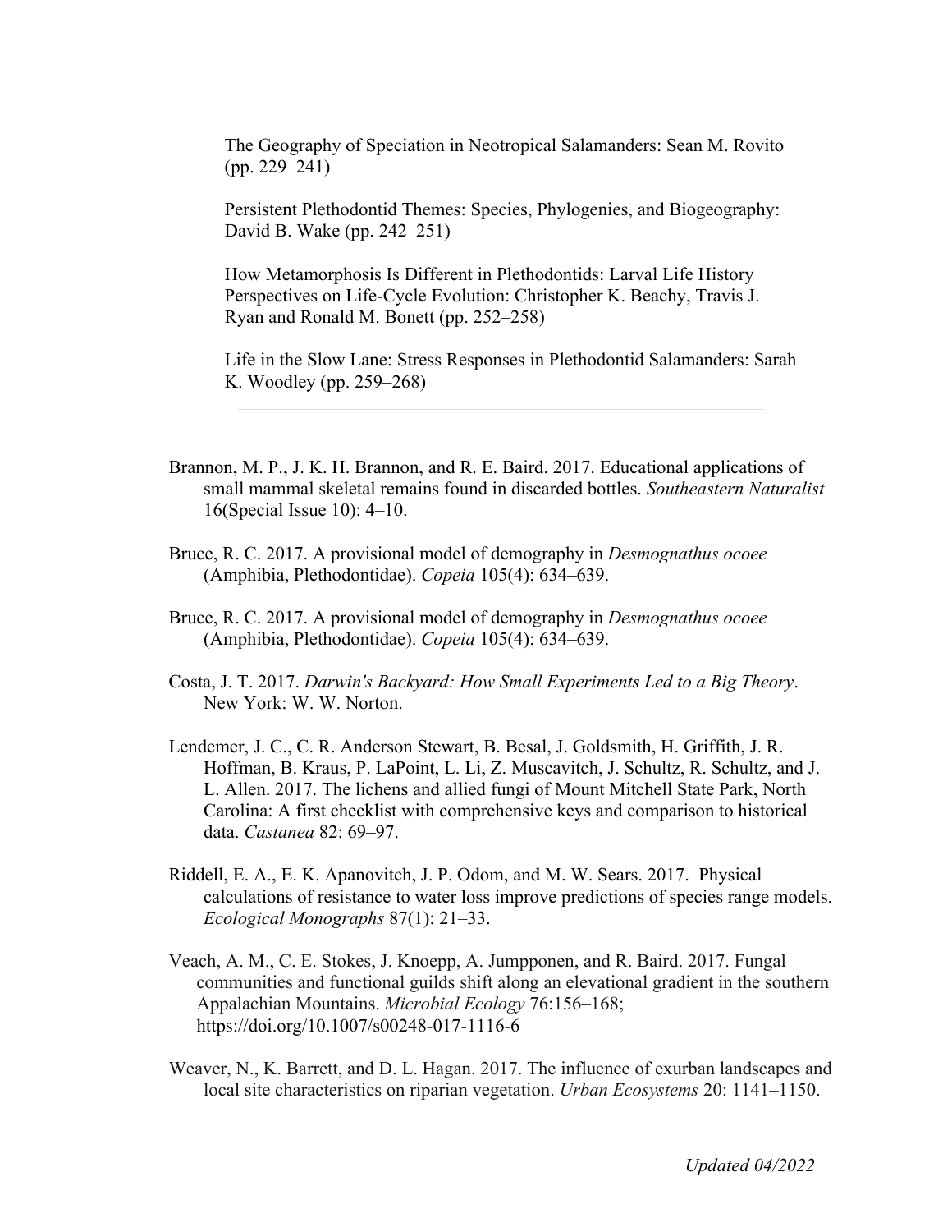The Geography of Speciation in Neotropical Salamanders: Sean M. Rovito (pp. 229–241)

Persistent Plethodontid Themes: Species, Phylogenies, and Biogeography: David B. Wake (pp. 242–251)

How Metamorphosis Is Different in Plethodontids: Larval Life History Perspectives on Life-Cycle Evolution: Christopher K. Beachy, Travis J. Ryan and Ronald M. Bonett (pp. 252–258)

Life in the Slow Lane: Stress Responses in Plethodontid Salamanders: Sarah K. Woodley (pp. 259–268)

---

Brannon, M. P., J. K. H. Brannon, and R. E. Baird. 2017. Educational applications of small mammal skeletal remains found in discarded bottles. *Southeastern Naturalist* 16(Special Issue 10): 4–10.

Bruce, R. C. 2017. A provisional model of demography in *Desmognathus ocoee* (Amphibia, Plethodontidae). *Copeia* 105(4): 634–639.

Bruce, R. C. 2017. A provisional model of demography in *Desmognathus ocoee* (Amphibia, Plethodontidae). *Copeia* 105(4): 634–639.

Costa, J. T. 2017. *Darwin's Backyard: How Small Experiments Led to a Big Theory*. New York: W. W. Norton.

Lendemer, J. C., C. R. Anderson Stewart, B. Besal, J. Goldsmith, H. Griffith, J. R. Hoffman, B. Kraus, P. LaPoint, L. Li, Z. Muscavitch, J. Schultz, R. Schultz, and J. L. Allen. 2017. The lichens and allied fungi of Mount Mitchell State Park, North Carolina: A first checklist with comprehensive keys and comparison to historical data. *Castanea* 82: 69–97.

Riddell, E. A., E. K. Apanovitch, J. P. Odom, and M. W. Sears. 2017. Physical calculations of resistance to water loss improve predictions of species range models. *Ecological Monographs* 87(1): 21–33.

Veach, A. M., C. E. Stokes, J. Knoepp, A. Jumpponen, and R. Baird. 2017. Fungal communities and functional guilds shift along an elevational gradient in the southern Appalachian Mountains. *Microbial Ecology* 76:156–168; https://doi.org/10.1007/s00248-017-1116-6

Weaver, N., K. Barrett, and D. L. Hagan. 2017. The influence of exurban landscapes and local site characteristics on riparian vegetation. *Urban Ecosystems* 20: 1141–1150.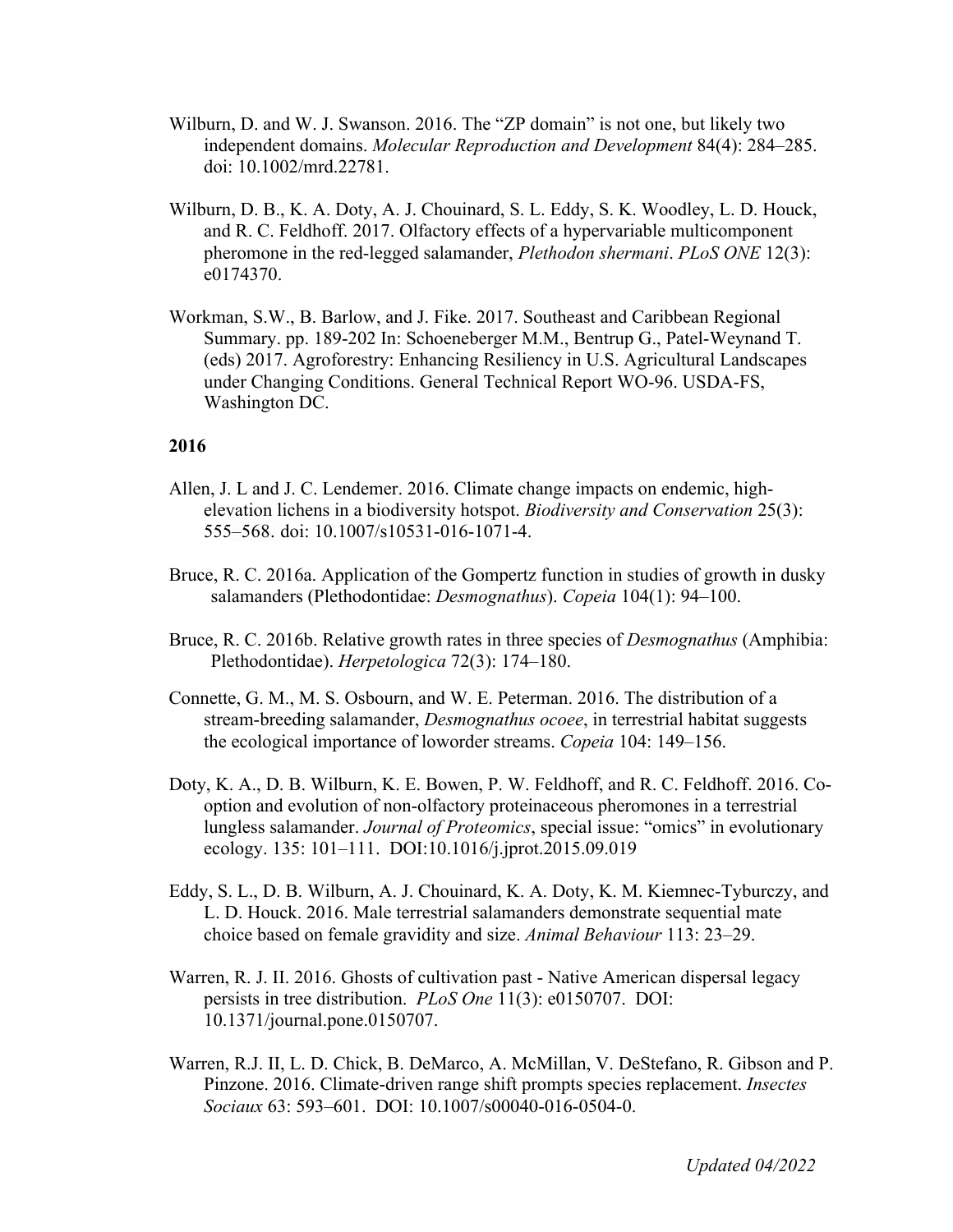Wilburn, D. and W. J. Swanson. 2016. The "ZP domain" is not one, but likely two independent domains. *Molecular Reproduction and Development* 84(4): 284–285. doi: 10.1002/mrd.22781.

Wilburn, D. B., K. A. Doty, A. J. Chouinard, S. L. Eddy, S. K. Woodley, L. D. Houck, and R. C. Feldhoff. 2017. Olfactory effects of a hypervariable multicomponent pheromone in the red-legged salamander, *Plethodon shermani*. *PLoS ONE* 12(3): e0174370.

Workman, S.W., B. Barlow, and J. Fike. 2017. Southeast and Caribbean Regional Summary. pp. 189-202 In: Schoeneberger M.M., Bentrup G., Patel-Weynand T. (eds) 2017. Agroforestry: Enhancing Resiliency in U.S. Agricultural Landscapes under Changing Conditions. General Technical Report WO-96. USDA-FS, Washington DC.

**2016**

Allen, J. L and J. C. Lendemer. 2016. Climate change impacts on endemic, high-elevation lichens in a biodiversity hotspot. *Biodiversity and Conservation* 25(3): 555–568. doi: 10.1007/s10531-016-1071-4.

Bruce, R. C. 2016a. Application of the Gompertz function in studies of growth in dusky salamanders (Plethodontidae: *Desmognathus*). *Copeia* 104(1): 94–100.

Bruce, R. C. 2016b. Relative growth rates in three species of *Desmognathus* (Amphibia: Plethodontidae). *Herpetologica* 72(3): 174–180.

Connette, G. M., M. S. Osbourn, and W. E. Peterman. 2016. The distribution of a stream-breeding salamander, *Desmognathus ocoee*, in terrestrial habitat suggests the ecological importance of loworder streams. *Copeia* 104: 149–156.

Doty, K. A., D. B. Wilburn, K. E. Bowen, P. W. Feldhoff, and R. C. Feldhoff. 2016. Co-option and evolution of non-olfactory proteinaceous pheromones in a terrestrial lungless salamander. *Journal of Proteomics*, special issue: "omics" in evolutionary ecology. 135: 101–111. DOI:10.1016/j.jprot.2015.09.019

Eddy, S. L., D. B. Wilburn, A. J. Chouinard, K. A. Doty, K. M. Kiemnec-Tyburczy, and L. D. Houck. 2016. Male terrestrial salamanders demonstrate sequential mate choice based on female gravidity and size. *Animal Behaviour* 113: 23–29.

Warren, R. J. II. 2016. Ghosts of cultivation past - Native American dispersal legacy persists in tree distribution. *PLoS One* 11(3): e0150707. DOI: 10.1371/journal.pone.0150707.

Warren, R.J. II, L. D. Chick, B. DeMarco, A. McMillan, V. DeStefano, R. Gibson and P. Pinzone. 2016. Climate-driven range shift prompts species replacement. *Insectes Sociaux* 63: 593–601. DOI: 10.1007/s00040-016-0504-0.

*Updated 04/2022*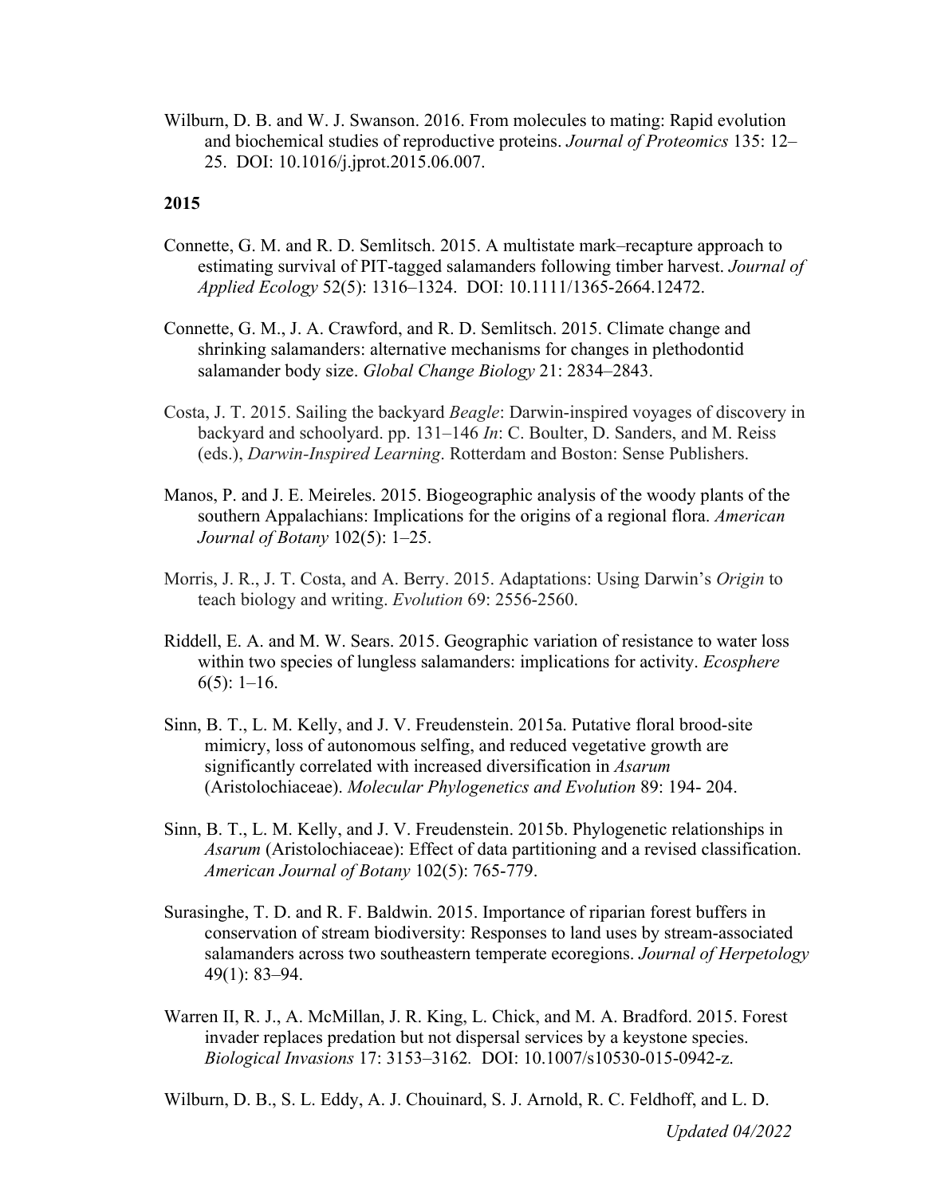Wilburn, D. B. and W. J. Swanson. 2016. From molecules to mating: Rapid evolution and biochemical studies of reproductive proteins. *Journal of Proteomics* 135: 12–25. DOI: 10.1016/j.jprot.2015.06.007.

**2015**

Connette, G. M. and R. D. Semlitsch. 2015. A multistate mark–recapture approach to estimating survival of PIT-tagged salamanders following timber harvest. *Journal of Applied Ecology* 52(5): 1316–1324. DOI: 10.1111/1365-2664.12472.

Connette, G. M., J. A. Crawford, and R. D. Semlitsch. 2015. Climate change and shrinking salamanders: alternative mechanisms for changes in plethodontid salamander body size. *Global Change Biology* 21: 2834–2843.

Costa, J. T. 2015. Sailing the backyard *Beagle*: Darwin-inspired voyages of discovery in backyard and schoolyard. pp. 131–146 *In*: C. Boulter, D. Sanders, and M. Reiss (eds.), *Darwin-Inspired Learning*. Rotterdam and Boston: Sense Publishers.

Manos, P. and J. E. Meireles. 2015. Biogeographic analysis of the woody plants of the southern Appalachians: Implications for the origins of a regional flora. *American Journal of Botany* 102(5): 1–25.

Morris, J. R., J. T. Costa, and A. Berry. 2015. Adaptations: Using Darwin's *Origin* to teach biology and writing. *Evolution* 69: 2556-2560.

Riddell, E. A. and M. W. Sears. 2015. Geographic variation of resistance to water loss within two species of lungless salamanders: implications for activity. *Ecosphere* 6(5): 1–16.

Sinn, B. T., L. M. Kelly, and J. V. Freudenstein. 2015a. Putative floral brood-site mimicry, loss of autonomous selfing, and reduced vegetative growth are significantly correlated with increased diversification in *Asarum* (Aristolochiaceae). *Molecular Phylogenetics and Evolution* 89: 194- 204.

Sinn, B. T., L. M. Kelly, and J. V. Freudenstein. 2015b. Phylogenetic relationships in *Asarum* (Aristolochiaceae): Effect of data partitioning and a revised classification. *American Journal of Botany* 102(5): 765-779.

Surasinghe, T. D. and R. F. Baldwin. 2015. Importance of riparian forest buffers in conservation of stream biodiversity: Responses to land uses by stream-associated salamanders across two southeastern temperate ecoregions. *Journal of Herpetology* 49(1): 83–94.

Warren II, R. J., A. McMillan, J. R. King, L. Chick, and M. A. Bradford. 2015. Forest invader replaces predation but not dispersal services by a keystone species. *Biological Invasions* 17: 3153–3162. DOI: 10.1007/s10530-015-0942-z.

Wilburn, D. B., S. L. Eddy, A. J. Chouinard, S. J. Arnold, R. C. Feldhoff, and L. D.

*Updated 04/2022*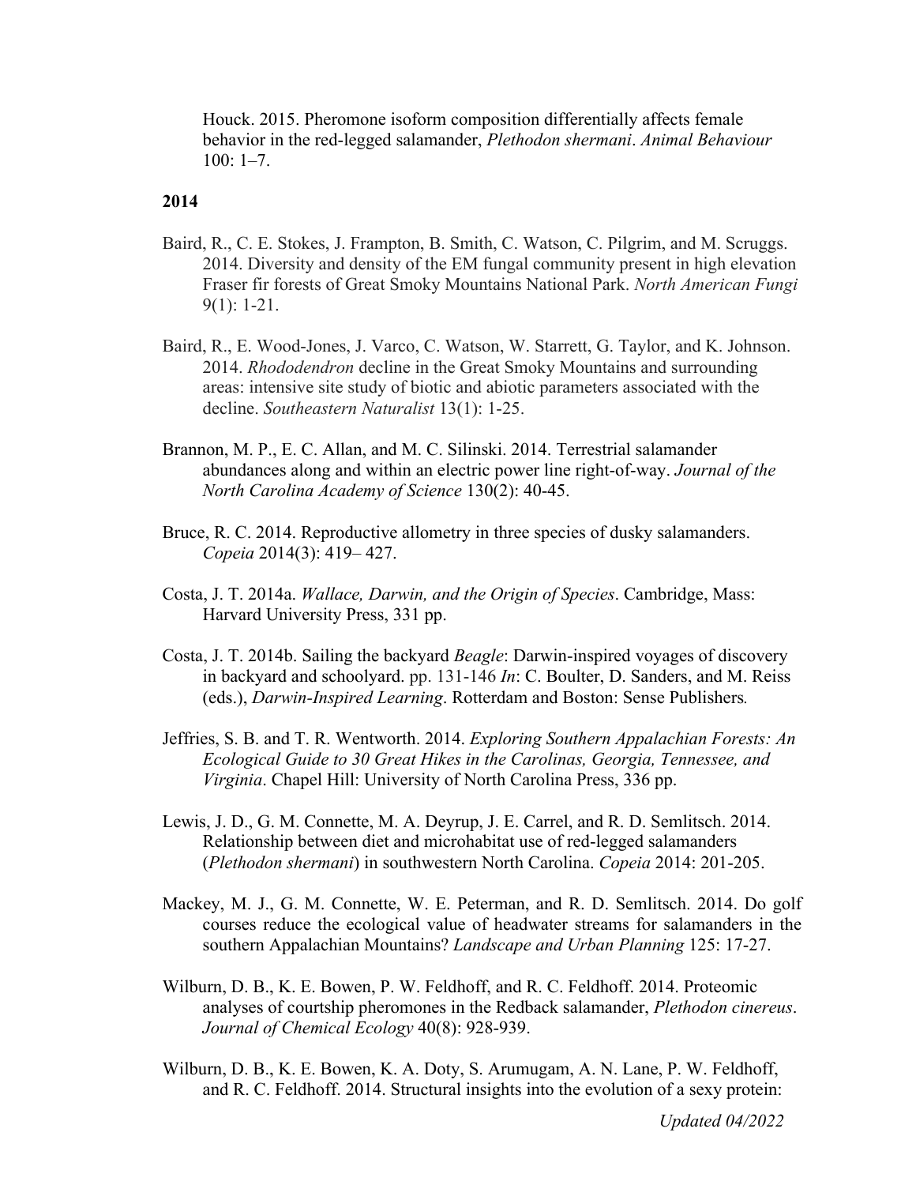Houck. 2015. Pheromone isoform composition differentially affects female behavior in the red-legged salamander, *Plethodon shermani*. *Animal Behaviour* 100: 1–7.

**2014**

Baird, R., C. E. Stokes, J. Frampton, B. Smith, C. Watson, C. Pilgrim, and M. Scruggs. 2014. Diversity and density of the EM fungal community present in high elevation Fraser fir forests of Great Smoky Mountains National Park. *North American Fungi* 9(1): 1-21.

Baird, R., E. Wood-Jones, J. Varco, C. Watson, W. Starrett, G. Taylor, and K. Johnson. 2014. *Rhododendron* decline in the Great Smoky Mountains and surrounding areas: intensive site study of biotic and abiotic parameters associated with the decline. *Southeastern Naturalist* 13(1): 1-25.

Brannon, M. P., E. C. Allan, and M. C. Silinski. 2014. Terrestrial salamander abundances along and within an electric power line right-of-way. *Journal of the North Carolina Academy of Science* 130(2): 40-45.

Bruce, R. C. 2014. Reproductive allometry in three species of dusky salamanders. *Copeia* 2014(3): 419– 427.

Costa, J. T. 2014a. *Wallace, Darwin, and the Origin of Species*. Cambridge, Mass: Harvard University Press, 331 pp.

Costa, J. T. 2014b. Sailing the backyard *Beagle*: Darwin-inspired voyages of discovery in backyard and schoolyard. pp. 131-146 *In*: C. Boulter, D. Sanders, and M. Reiss (eds.), *Darwin-Inspired Learning*. Rotterdam and Boston: Sense Publishers*.*

Jeffries, S. B. and T. R. Wentworth. 2014. *Exploring Southern Appalachian Forests: An Ecological Guide to 30 Great Hikes in the Carolinas, Georgia, Tennessee, and Virginia*. Chapel Hill: University of North Carolina Press, 336 pp.

Lewis, J. D., G. M. Connette, M. A. Deyrup, J. E. Carrel, and R. D. Semlitsch. 2014. Relationship between diet and microhabitat use of red-legged salamanders (*Plethodon shermani*) in southwestern North Carolina. *Copeia* 2014: 201-205.

Mackey, M. J., G. M. Connette, W. E. Peterman, and R. D. Semlitsch. 2014. Do golf courses reduce the ecological value of headwater streams for salamanders in the southern Appalachian Mountains? *Landscape and Urban Planning* 125: 17-27.

Wilburn, D. B., K. E. Bowen, P. W. Feldhoff, and R. C. Feldhoff. 2014. Proteomic analyses of courtship pheromones in the Redback salamander, *Plethodon cinereus*. *Journal of Chemical Ecology* 40(8): 928-939.

Wilburn, D. B., K. E. Bowen, K. A. Doty, S. Arumugam, A. N. Lane, P. W. Feldhoff, and R. C. Feldhoff. 2014. Structural insights into the evolution of a sexy protein: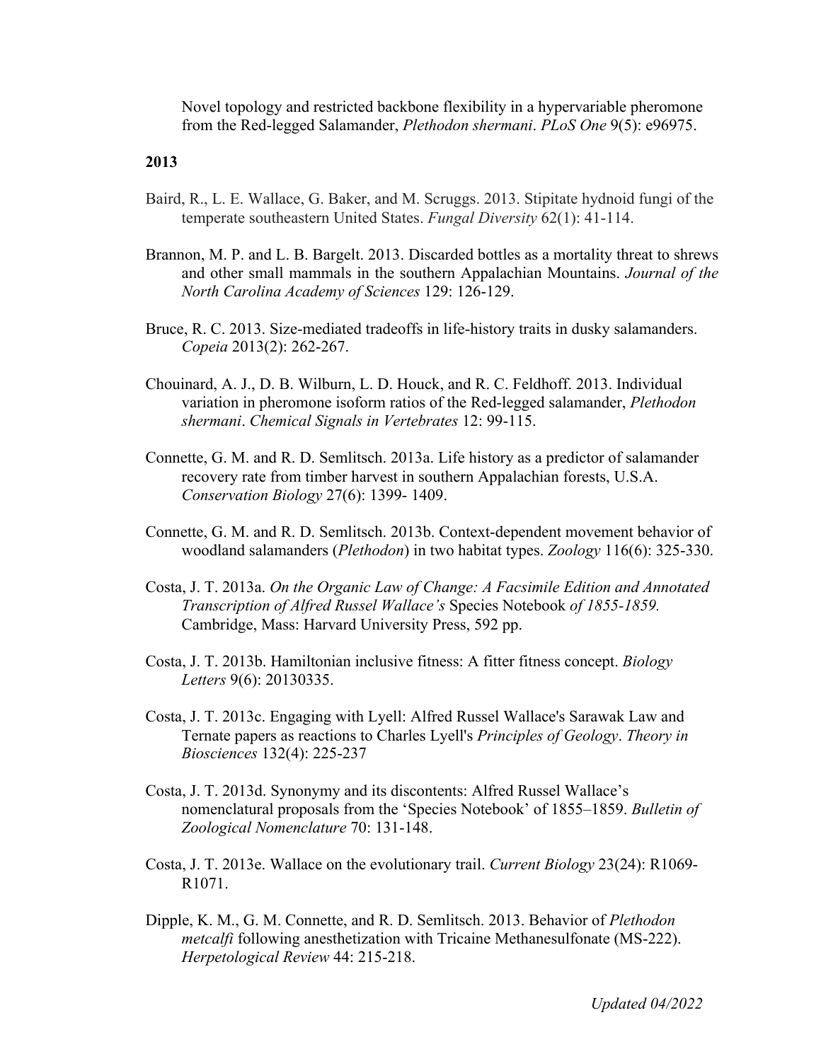Novel topology and restricted backbone flexibility in a hypervariable pheromone from the Red-legged Salamander, *Plethodon shermani*. *PLoS One* 9(5): e96975.

**2013**

Baird, R., L. E. Wallace, G. Baker, and M. Scruggs. 2013. Stipitate hydnoid fungi of the temperate southeastern United States. *Fungal Diversity* 62(1): 41-114.

Brannon, M. P. and L. B. Bargelt. 2013. Discarded bottles as a mortality threat to shrews and other small mammals in the southern Appalachian Mountains. *Journal of the North Carolina Academy of Sciences* 129: 126-129.

Bruce, R. C. 2013. Size-mediated tradeoffs in life-history traits in dusky salamanders. *Copeia* 2013(2): 262-267.

Chouinard, A. J., D. B. Wilburn, L. D. Houck, and R. C. Feldhoff. 2013. Individual variation in pheromone isoform ratios of the Red-legged salamander, *Plethodon shermani*. *Chemical Signals in Vertebrates* 12: 99-115.

Connette, G. M. and R. D. Semlitsch. 2013a. Life history as a predictor of salamander recovery rate from timber harvest in southern Appalachian forests, U.S.A. *Conservation Biology* 27(6): 1399- 1409.

Connette, G. M. and R. D. Semlitsch. 2013b. Context-dependent movement behavior of woodland salamanders (*Plethodon*) in two habitat types. *Zoology* 116(6): 325-330.

Costa, J. T. 2013a. *On the Organic Law of Change: A Facsimile Edition and Annotated Transcription of Alfred Russel Wallace's* Species Notebook *of 1855-1859.* Cambridge, Mass: Harvard University Press, 592 pp.

Costa, J. T. 2013b. Hamiltonian inclusive fitness: A fitter fitness concept. *Biology Letters* 9(6): 20130335.

Costa, J. T. 2013c. Engaging with Lyell: Alfred Russel Wallace's Sarawak Law and Ternate papers as reactions to Charles Lyell's *Principles of Geology*. *Theory in Biosciences* 132(4): 225-237

Costa, J. T. 2013d. Synonymy and its discontents: Alfred Russel Wallace's nomenclatural proposals from the 'Species Notebook' of 1855–1859. *Bulletin of Zoological Nomenclature* 70: 131-148.

Costa, J. T. 2013e. Wallace on the evolutionary trail. *Current Biology* 23(24): R1069-R1071.

Dipple, K. M., G. M. Connette, and R. D. Semlitsch. 2013. Behavior of *Plethodon metcalfi* following anesthetization with Tricaine Methanesulfonate (MS-222). *Herpetological Review* 44: 215-218.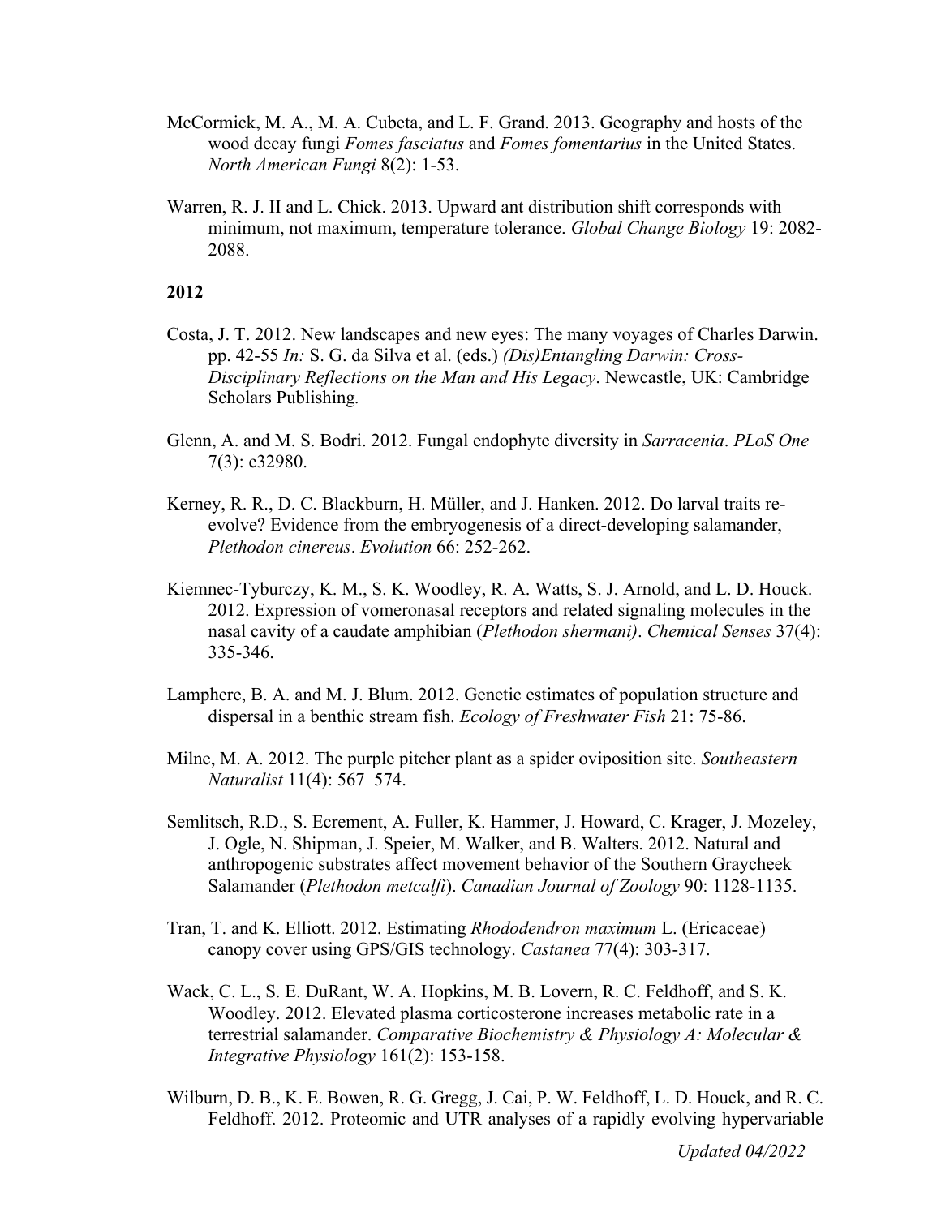McCormick, M. A., M. A. Cubeta, and L. F. Grand. 2013. Geography and hosts of the wood decay fungi *Fomes fasciatus* and *Fomes fomentarius* in the United States. *North American Fungi* 8(2): 1-53.

Warren, R. J. II and L. Chick. 2013. Upward ant distribution shift corresponds with minimum, not maximum, temperature tolerance. *Global Change Biology* 19: 2082-2088.

**2012**

Costa, J. T. 2012. New landscapes and new eyes: The many voyages of Charles Darwin. pp. 42-55 *In:* S. G. da Silva et al. (eds.) *(Dis)Entangling Darwin: Cross-Disciplinary Reflections on the Man and His Legacy*. Newcastle, UK: Cambridge Scholars Publishing.

Glenn, A. and M. S. Bodri. 2012. Fungal endophyte diversity in *Sarracenia*. *PLoS One* 7(3): e32980.

Kerney, R. R., D. C. Blackburn, H. Müller, and J. Hanken. 2012. Do larval traits re-evolve? Evidence from the embryogenesis of a direct-developing salamander, *Plethodon cinereus*. *Evolution* 66: 252-262.

Kiemnec-Tyburczy, K. M., S. K. Woodley, R. A. Watts, S. J. Arnold, and L. D. Houck. 2012. Expression of vomeronasal receptors and related signaling molecules in the nasal cavity of a caudate amphibian (*Plethodon shermani)*. *Chemical Senses* 37(4): 335-346.

Lamphere, B. A. and M. J. Blum. 2012. Genetic estimates of population structure and dispersal in a benthic stream fish. *Ecology of Freshwater Fish* 21: 75-86.

Milne, M. A. 2012. The purple pitcher plant as a spider oviposition site. *Southeastern Naturalist* 11(4): 567–574.

Semlitsch, R.D., S. Ecrement, A. Fuller, K. Hammer, J. Howard, C. Krager, J. Mozeley, J. Ogle, N. Shipman, J. Speier, M. Walker, and B. Walters. 2012. Natural and anthropogenic substrates affect movement behavior of the Southern Graycheek Salamander (*Plethodon metcalfi*). *Canadian Journal of Zoology* 90: 1128-1135.

Tran, T. and K. Elliott. 2012. Estimating *Rhododendron maximum* L. (Ericaceae) canopy cover using GPS/GIS technology. *Castanea* 77(4): 303-317.

Wack, C. L., S. E. DuRant, W. A. Hopkins, M. B. Lovern, R. C. Feldhoff, and S. K. Woodley. 2012. Elevated plasma corticosterone increases metabolic rate in a terrestrial salamander. *Comparative Biochemistry & Physiology A: Molecular & Integrative Physiology* 161(2): 153-158.

Wilburn, D. B., K. E. Bowen, R. G. Gregg, J. Cai, P. W. Feldhoff, L. D. Houck, and R. C. Feldhoff. 2012. Proteomic and UTR analyses of a rapidly evolving hypervariable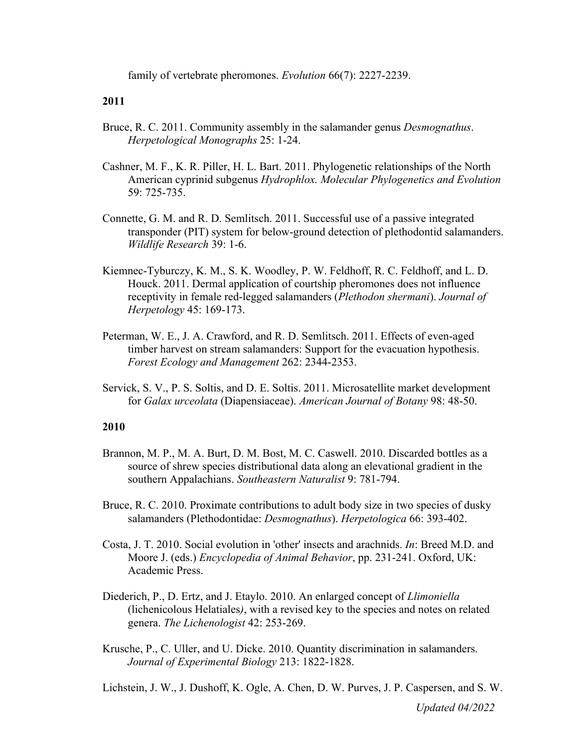family of vertebrate pheromones. *Evolution* 66(7): 2227-2239.

**2011**

Bruce, R. C. 2011. Community assembly in the salamander genus *Desmognathus*. *Herpetological Monographs* 25: 1-24.

Cashner, M. F., K. R. Piller, H. L. Bart. 2011. Phylogenetic relationships of the North American cyprinid subgenus *Hydrophlox. Molecular Phylogenetics and Evolution* 59: 725-735.

Connette, G. M. and R. D. Semlitsch. 2011. Successful use of a passive integrated transponder (PIT) system for below-ground detection of plethodontid salamanders. *Wildlife Research* 39: 1-6.

Kiemnec-Tyburczy, K. M., S. K. Woodley, P. W. Feldhoff, R. C. Feldhoff, and L. D. Houck. 2011. Dermal application of courtship pheromones does not influence receptivity in female red-legged salamanders (*Plethodon shermani*). *Journal of Herpetology* 45: 169-173.

Peterman, W. E., J. A. Crawford, and R. D. Semlitsch. 2011. Effects of even-aged timber harvest on stream salamanders: Support for the evacuation hypothesis. *Forest Ecology and Management* 262: 2344-2353.

Servick, S. V., P. S. Soltis, and D. E. Soltis. 2011. Microsatellite market development for *Galax urceolata* (Diapensiaceae). *American Journal of Botany* 98: 48-50.

**2010**

Brannon, M. P., M. A. Burt, D. M. Bost, M. C. Caswell. 2010. Discarded bottles as a source of shrew species distributional data along an elevational gradient in the southern Appalachians. *Southeastern Naturalist* 9: 781-794.

Bruce, R. C. 2010. Proximate contributions to adult body size in two species of dusky salamanders (Plethodontidae: *Desmognathus*). *Herpetologica* 66: 393-402.

Costa, J. T. 2010. Social evolution in 'other' insects and arachnids. *In*: Breed M.D. and Moore J. (eds.) *Encyclopedia of Animal Behavior*, pp. 231-241. Oxford, UK: Academic Press.

Diederich, P., D. Ertz, and J. Etaylo. 2010. An enlarged concept of *Llimoniella* (lichenicolous Helatiales*)*, with a revised key to the species and notes on related genera. *The Lichenologist* 42: 253-269.

Krusche, P., C. Uller, and U. Dicke. 2010. Quantity discrimination in salamanders. *Journal of Experimental Biology* 213: 1822-1828.

Lichstein, J. W., J. Dushoff, K. Ogle, A. Chen, D. W. Purves, J. P. Caspersen, and S. W.

*Updated 04/2022*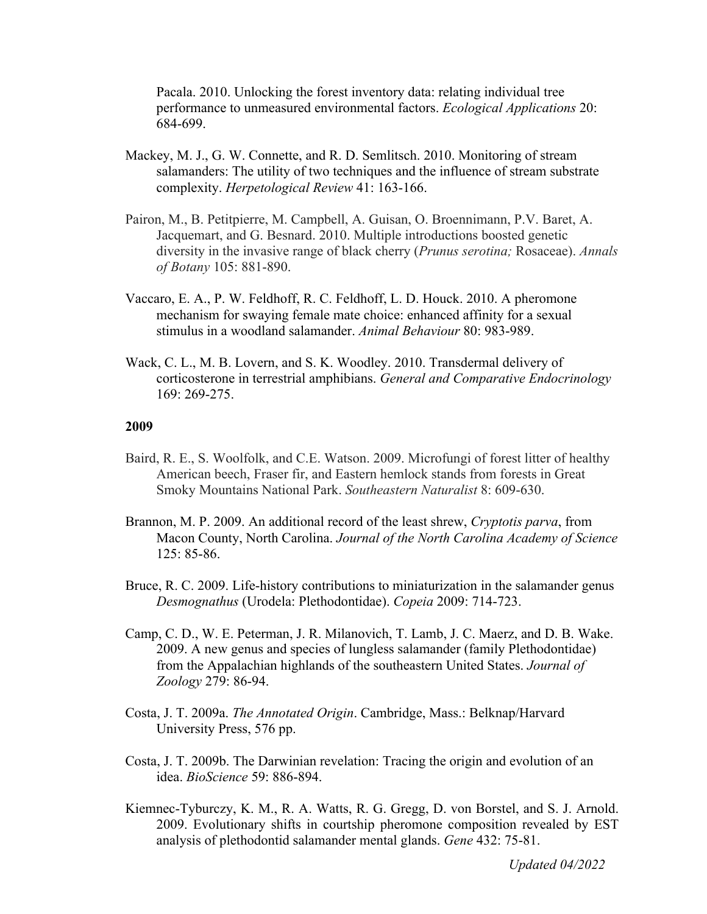Pacala. 2010. Unlocking the forest inventory data: relating individual tree performance to unmeasured environmental factors. *Ecological Applications* 20: 684-699.

Mackey, M. J., G. W. Connette, and R. D. Semlitsch. 2010. Monitoring of stream salamanders: The utility of two techniques and the influence of stream substrate complexity. *Herpetological Review* 41: 163-166.

Pairon, M., B. Petitpierre, M. Campbell, A. Guisan, O. Broennimann, P.V. Baret, A. Jacquemart, and G. Besnard. 2010. Multiple introductions boosted genetic diversity in the invasive range of black cherry (*Prunus serotina;* Rosaceae). *Annals of Botany* 105: 881-890.

Vaccaro, E. A., P. W. Feldhoff, R. C. Feldhoff, L. D. Houck. 2010. A pheromone mechanism for swaying female mate choice: enhanced affinity for a sexual stimulus in a woodland salamander. *Animal Behaviour* 80: 983-989.

Wack, C. L., M. B. Lovern, and S. K. Woodley. 2010. Transdermal delivery of corticosterone in terrestrial amphibians. *General and Comparative Endocrinology* 169: 269-275.

**2009**

Baird, R. E., S. Woolfolk, and C.E. Watson. 2009. Microfungi of forest litter of healthy American beech, Fraser fir, and Eastern hemlock stands from forests in Great Smoky Mountains National Park. *Southeastern Naturalist* 8: 609-630.

Brannon, M. P. 2009. An additional record of the least shrew, *Cryptotis parva*, from Macon County, North Carolina. *Journal of the North Carolina Academy of Science* 125: 85-86.

Bruce, R. C. 2009. Life-history contributions to miniaturization in the salamander genus *Desmognathus* (Urodela: Plethodontidae). *Copeia* 2009: 714-723.

Camp, C. D., W. E. Peterman, J. R. Milanovich, T. Lamb, J. C. Maerz, and D. B. Wake. 2009. A new genus and species of lungless salamander (family Plethodontidae) from the Appalachian highlands of the southeastern United States. *Journal of Zoology* 279: 86-94.

Costa, J. T. 2009a. *The Annotated Origin*. Cambridge, Mass.: Belknap/Harvard University Press, 576 pp.

Costa, J. T. 2009b. The Darwinian revelation: Tracing the origin and evolution of an idea. *BioScience* 59: 886-894.

Kiemnec-Tyburczy, K. M., R. A. Watts, R. G. Gregg, D. von Borstel, and S. J. Arnold. 2009. Evolutionary shifts in courtship pheromone composition revealed by EST analysis of plethodontid salamander mental glands. *Gene* 432: 75-81.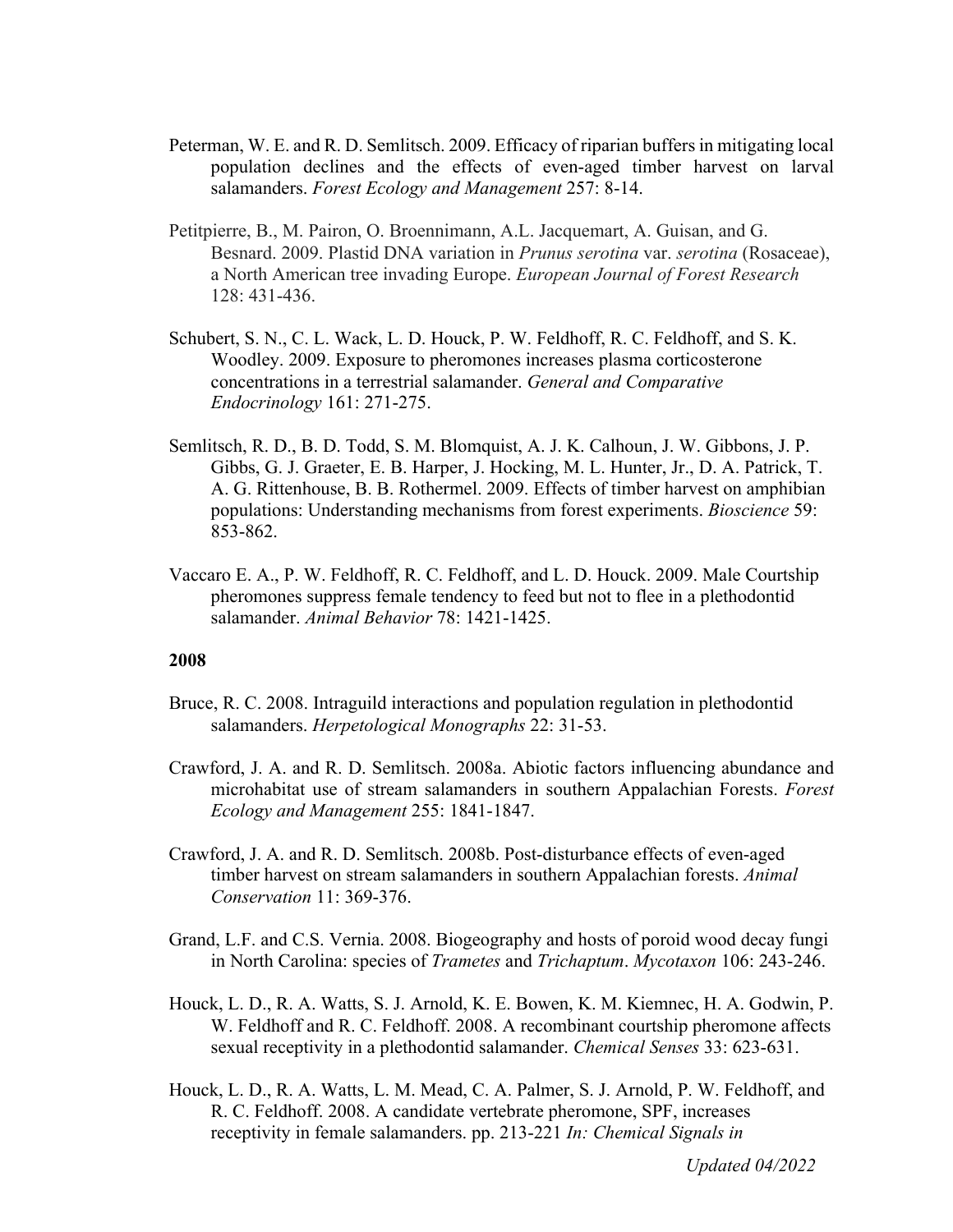Peterman, W. E. and R. D. Semlitsch. 2009. Efficacy of riparian buffers in mitigating local population declines and the effects of even-aged timber harvest on larval salamanders. *Forest Ecology and Management* 257: 8-14.

Petitpierre, B., M. Pairon, O. Broennimann, A.L. Jacquemart, A. Guisan, and G. Besnard. 2009. Plastid DNA variation in *Prunus serotina* var. *serotina* (Rosaceae), a North American tree invading Europe. *European Journal of Forest Research* 128: 431-436.

Schubert, S. N., C. L. Wack, L. D. Houck, P. W. Feldhoff, R. C. Feldhoff, and S. K. Woodley. 2009. Exposure to pheromones increases plasma corticosterone concentrations in a terrestrial salamander. *General and Comparative Endocrinology* 161: 271-275.

Semlitsch, R. D., B. D. Todd, S. M. Blomquist, A. J. K. Calhoun, J. W. Gibbons, J. P. Gibbs, G. J. Graeter, E. B. Harper, J. Hocking, M. L. Hunter, Jr., D. A. Patrick, T. A. G. Rittenhouse, B. B. Rothermel. 2009. Effects of timber harvest on amphibian populations: Understanding mechanisms from forest experiments. *Bioscience* 59: 853-862.

Vaccaro E. A., P. W. Feldhoff, R. C. Feldhoff, and L. D. Houck. 2009. Male Courtship pheromones suppress female tendency to feed but not to flee in a plethodontid salamander. *Animal Behavior* 78: 1421-1425.

**2008**

Bruce, R. C. 2008. Intraguild interactions and population regulation in plethodontid salamanders. *Herpetological Monographs* 22: 31-53.

Crawford, J. A. and R. D. Semlitsch. 2008a. Abiotic factors influencing abundance and microhabitat use of stream salamanders in southern Appalachian Forests. *Forest Ecology and Management* 255: 1841-1847.

Crawford, J. A. and R. D. Semlitsch. 2008b. Post-disturbance effects of even-aged timber harvest on stream salamanders in southern Appalachian forests. *Animal Conservation* 11: 369-376.

Grand, L.F. and C.S. Vernia. 2008. Biogeography and hosts of poroid wood decay fungi in North Carolina: species of *Trametes* and *Trichaptum*. *Mycotaxon* 106: 243-246.

Houck, L. D., R. A. Watts, S. J. Arnold, K. E. Bowen, K. M. Kiemnec, H. A. Godwin, P. W. Feldhoff and R. C. Feldhoff. 2008. A recombinant courtship pheromone affects sexual receptivity in a plethodontid salamander. *Chemical Senses* 33: 623-631.

Houck, L. D., R. A. Watts, L. M. Mead, C. A. Palmer, S. J. Arnold, P. W. Feldhoff, and R. C. Feldhoff. 2008. A candidate vertebrate pheromone, SPF, increases receptivity in female salamanders. pp. 213-221 *In: Chemical Signals in*

*Updated 04/2022*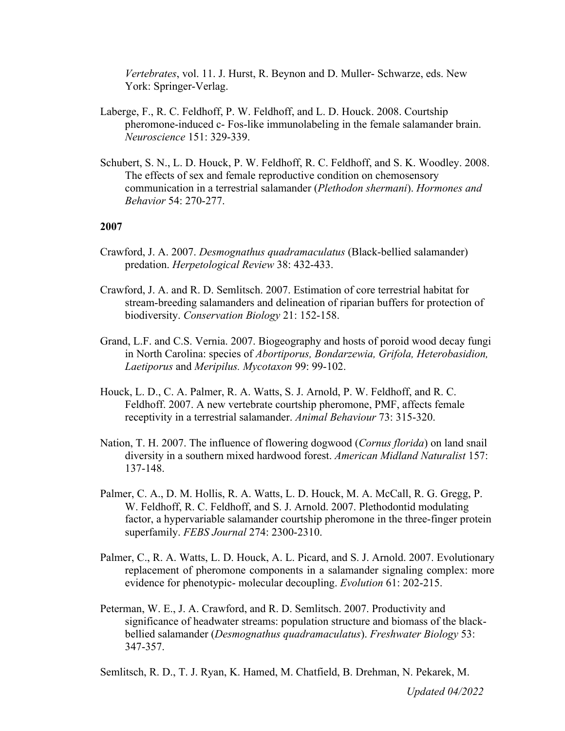*Vertebrates*, vol. 11. J. Hurst, R. Beynon and D. Muller- Schwarze, eds. New York: Springer-Verlag.

Laberge, F., R. C. Feldhoff, P. W. Feldhoff, and L. D. Houck. 2008. Courtship pheromone-induced c- Fos-like immunolabeling in the female salamander brain. *Neuroscience* 151: 329-339.

Schubert, S. N., L. D. Houck, P. W. Feldhoff, R. C. Feldhoff, and S. K. Woodley. 2008. The effects of sex and female reproductive condition on chemosensory communication in a terrestrial salamander (*Plethodon shermani*). *Hormones and Behavior* 54: 270-277.

**2007**

Crawford, J. A. 2007. *Desmognathus quadramaculatus* (Black-bellied salamander) predation. *Herpetological Review* 38: 432-433.

Crawford, J. A. and R. D. Semlitsch. 2007. Estimation of core terrestrial habitat for stream-breeding salamanders and delineation of riparian buffers for protection of biodiversity. *Conservation Biology* 21: 152-158.

Grand, L.F. and C.S. Vernia. 2007. Biogeography and hosts of poroid wood decay fungi in North Carolina: species of *Abortiporus, Bondarzewia, Grifola, Heterobasidion, Laetiporus* and *Meripilus. Mycotaxon* 99: 99-102.

Houck, L. D., C. A. Palmer, R. A. Watts, S. J. Arnold, P. W. Feldhoff, and R. C. Feldhoff. 2007. A new vertebrate courtship pheromone, PMF, affects female receptivity in a terrestrial salamander. *Animal Behaviour* 73: 315-320.

Nation, T. H. 2007. The influence of flowering dogwood (*Cornus florida*) on land snail diversity in a southern mixed hardwood forest. *American Midland Naturalist* 157: 137-148.

Palmer, C. A., D. M. Hollis, R. A. Watts, L. D. Houck, M. A. McCall, R. G. Gregg, P. W. Feldhoff, R. C. Feldhoff, and S. J. Arnold. 2007. Plethodontid modulating factor, a hypervariable salamander courtship pheromone in the three-finger protein superfamily. *FEBS Journal* 274: 2300-2310.

Palmer, C., R. A. Watts, L. D. Houck, A. L. Picard, and S. J. Arnold. 2007. Evolutionary replacement of pheromone components in a salamander signaling complex: more evidence for phenotypic- molecular decoupling. *Evolution* 61: 202-215.

Peterman, W. E., J. A. Crawford, and R. D. Semlitsch. 2007. Productivity and significance of headwater streams: population structure and biomass of the black-bellied salamander (*Desmognathus quadramaculatus*). *Freshwater Biology* 53: 347-357.

Semlitsch, R. D., T. J. Ryan, K. Hamed, M. Chatfield, B. Drehman, N. Pekarek, M.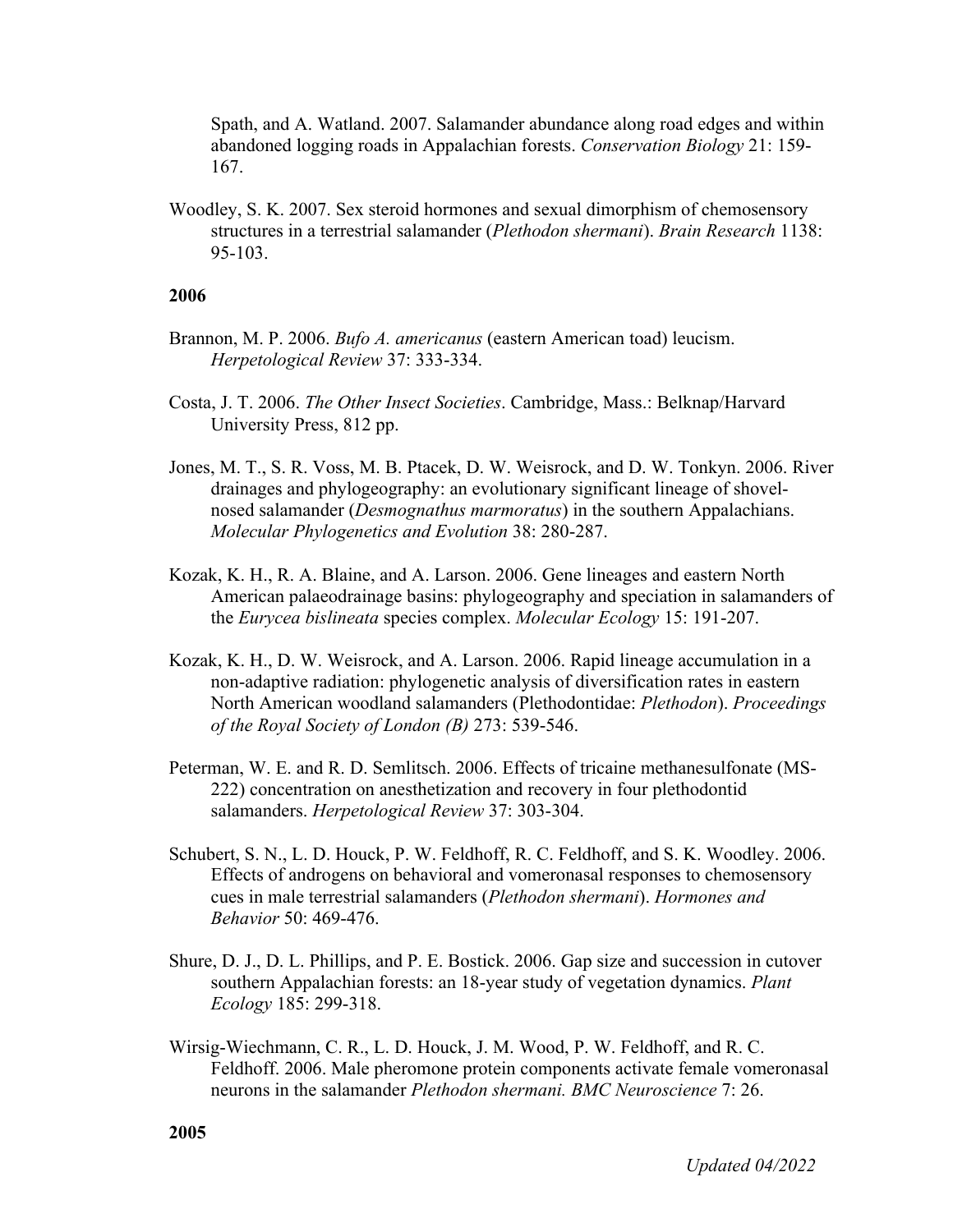Spath, and A. Watland. 2007. Salamander abundance along road edges and within abandoned logging roads in Appalachian forests. *Conservation Biology* 21: 159-167.

Woodley, S. K. 2007. Sex steroid hormones and sexual dimorphism of chemosensory structures in a terrestrial salamander (*Plethodon shermani*). *Brain Research* 1138: 95-103.

**2006**

Brannon, M. P. 2006. *Bufo A. americanus* (eastern American toad) leucism. *Herpetological Review* 37: 333-334.

Costa, J. T. 2006. *The Other Insect Societies*. Cambridge, Mass.: Belknap/Harvard University Press, 812 pp.

Jones, M. T., S. R. Voss, M. B. Ptacek, D. W. Weisrock, and D. W. Tonkyn. 2006. River drainages and phylogeography: an evolutionary significant lineage of shovel-nosed salamander (*Desmognathus marmoratus*) in the southern Appalachians. *Molecular Phylogenetics and Evolution* 38: 280-287.

Kozak, K. H., R. A. Blaine, and A. Larson. 2006. Gene lineages and eastern North American palaeodrainage basins: phylogeography and speciation in salamanders of the *Eurycea bislineata* species complex. *Molecular Ecology* 15: 191-207.

Kozak, K. H., D. W. Weisrock, and A. Larson. 2006. Rapid lineage accumulation in a non-adaptive radiation: phylogenetic analysis of diversification rates in eastern North American woodland salamanders (Plethodontidae: *Plethodon*). *Proceedings of the Royal Society of London (B)* 273: 539-546.

Peterman, W. E. and R. D. Semlitsch. 2006. Effects of tricaine methanesulfonate (MS-222) concentration on anesthetization and recovery in four plethodontid salamanders. *Herpetological Review* 37: 303-304.

Schubert, S. N., L. D. Houck, P. W. Feldhoff, R. C. Feldhoff, and S. K. Woodley. 2006. Effects of androgens on behavioral and vomeronasal responses to chemosensory cues in male terrestrial salamanders (*Plethodon shermani*). *Hormones and Behavior* 50: 469-476.

Shure, D. J., D. L. Phillips, and P. E. Bostick. 2006. Gap size and succession in cutover southern Appalachian forests: an 18-year study of vegetation dynamics. *Plant Ecology* 185: 299-318.

Wirsig-Wiechmann, C. R., L. D. Houck, J. M. Wood, P. W. Feldhoff, and R. C. Feldhoff. 2006. Male pheromone protein components activate female vomeronasal neurons in the salamander *Plethodon shermani. BMC Neuroscience* 7: 26.

**2005**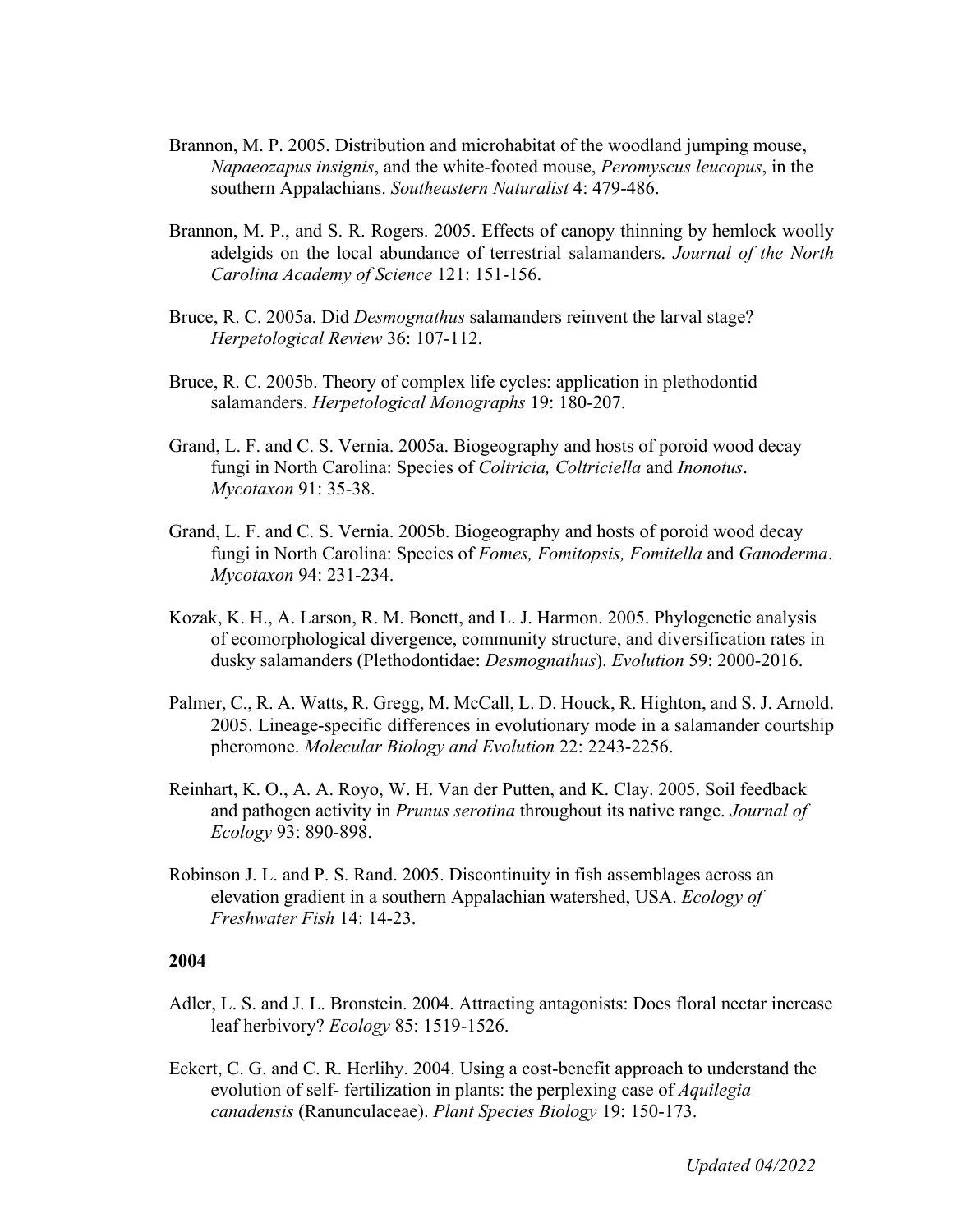Brannon, M. P. 2005. Distribution and microhabitat of the woodland jumping mouse, *Napaeozapus insignis*, and the white-footed mouse, *Peromyscus leucopus*, in the southern Appalachians. *Southeastern Naturalist* 4: 479-486.

Brannon, M. P., and S. R. Rogers. 2005. Effects of canopy thinning by hemlock woolly adelgids on the local abundance of terrestrial salamanders. *Journal of the North Carolina Academy of Science* 121: 151-156.

Bruce, R. C. 2005a. Did *Desmognathus* salamanders reinvent the larval stage? *Herpetological Review* 36: 107-112.

Bruce, R. C. 2005b. Theory of complex life cycles: application in plethodontid salamanders. *Herpetological Monographs* 19: 180-207.

Grand, L. F. and C. S. Vernia. 2005a. Biogeography and hosts of poroid wood decay fungi in North Carolina: Species of *Coltricia, Coltriciella* and *Inonotus*. *Mycotaxon* 91: 35-38.

Grand, L. F. and C. S. Vernia. 2005b. Biogeography and hosts of poroid wood decay fungi in North Carolina: Species of *Fomes, Fomitopsis, Fomitella* and *Ganoderma*. *Mycotaxon* 94: 231-234.

Kozak, K. H., A. Larson, R. M. Bonett, and L. J. Harmon. 2005. Phylogenetic analysis of ecomorphological divergence, community structure, and diversification rates in dusky salamanders (Plethodontidae: *Desmognathus*). *Evolution* 59: 2000-2016.

Palmer, C., R. A. Watts, R. Gregg, M. McCall, L. D. Houck, R. Highton, and S. J. Arnold. 2005. Lineage-specific differences in evolutionary mode in a salamander courtship pheromone. *Molecular Biology and Evolution* 22: 2243-2256.

Reinhart, K. O., A. A. Royo, W. H. Van der Putten, and K. Clay. 2005. Soil feedback and pathogen activity in *Prunus serotina* throughout its native range. *Journal of Ecology* 93: 890-898.

Robinson J. L. and P. S. Rand. 2005. Discontinuity in fish assemblages across an elevation gradient in a southern Appalachian watershed, USA. *Ecology of Freshwater Fish* 14: 14-23.

**2004**

Adler, L. S. and J. L. Bronstein. 2004. Attracting antagonists: Does floral nectar increase leaf herbivory? *Ecology* 85: 1519-1526.

Eckert, C. G. and C. R. Herlihy. 2004. Using a cost-benefit approach to understand the evolution of self- fertilization in plants: the perplexing case of *Aquilegia canadensis* (Ranunculaceae). *Plant Species Biology* 19: 150-173.

*Updated 04/2022*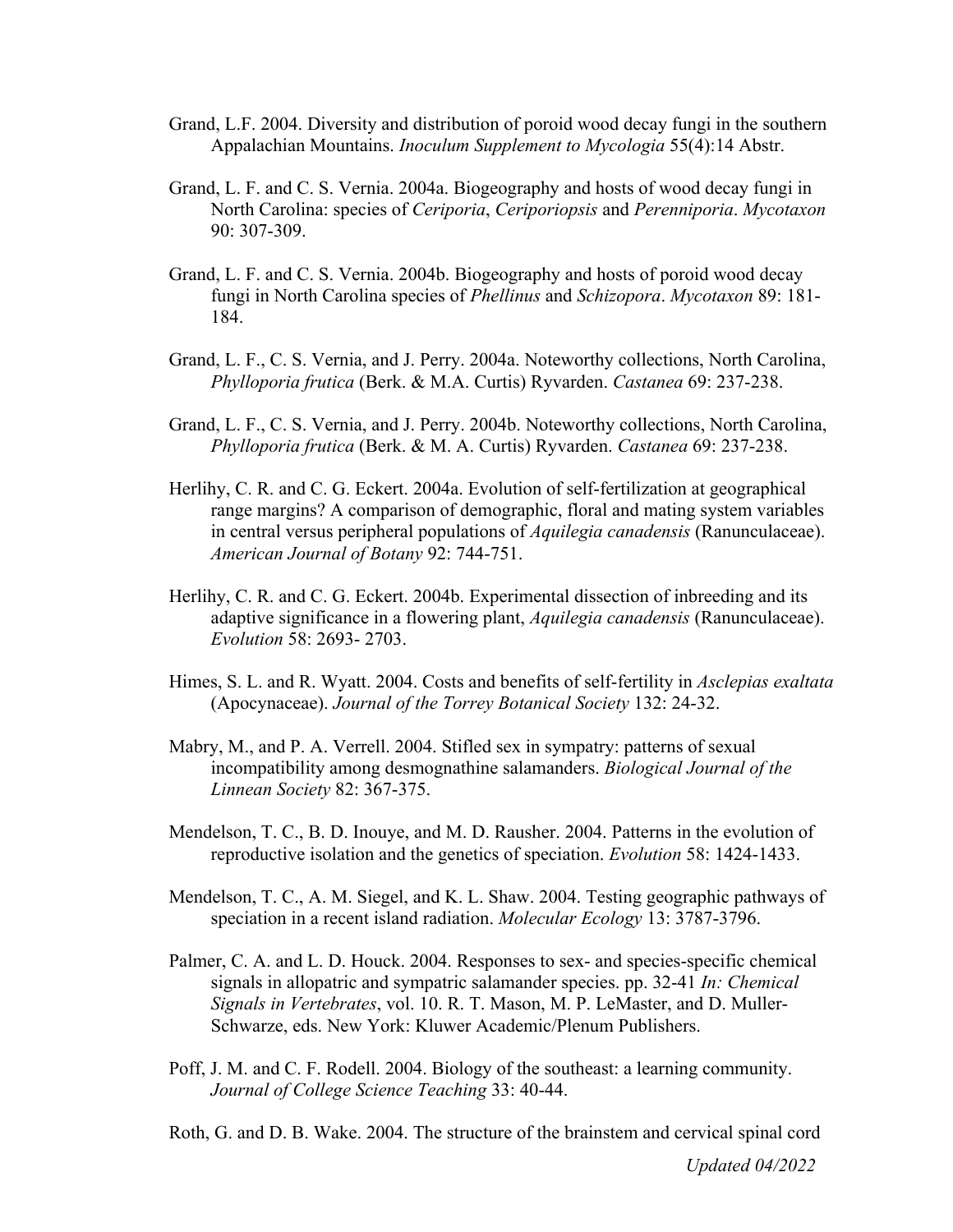Grand, L.F. 2004. Diversity and distribution of poroid wood decay fungi in the southern Appalachian Mountains. *Inoculum Supplement to Mycologia* 55(4):14 Abstr.

Grand, L. F. and C. S. Vernia. 2004a. Biogeography and hosts of wood decay fungi in North Carolina: species of *Ceriporia*, *Ceriporiopsis* and *Perenniporia*. *Mycotaxon* 90: 307-309.

Grand, L. F. and C. S. Vernia. 2004b. Biogeography and hosts of poroid wood decay fungi in North Carolina species of *Phellinus* and *Schizopora*. *Mycotaxon* 89: 181-184.

Grand, L. F., C. S. Vernia, and J. Perry. 2004a. Noteworthy collections, North Carolina, *Phylloporia frutica* (Berk. & M.A. Curtis) Ryvarden. *Castanea* 69: 237-238.

Grand, L. F., C. S. Vernia, and J. Perry. 2004b. Noteworthy collections, North Carolina, *Phylloporia frutica* (Berk. & M. A. Curtis) Ryvarden. *Castanea* 69: 237-238.

Herlihy, C. R. and C. G. Eckert. 2004a. Evolution of self-fertilization at geographical range margins? A comparison of demographic, floral and mating system variables in central versus peripheral populations of *Aquilegia canadensis* (Ranunculaceae). *American Journal of Botany* 92: 744-751.

Herlihy, C. R. and C. G. Eckert. 2004b. Experimental dissection of inbreeding and its adaptive significance in a flowering plant, *Aquilegia canadensis* (Ranunculaceae). *Evolution* 58: 2693- 2703.

Himes, S. L. and R. Wyatt. 2004. Costs and benefits of self-fertility in *Asclepias exaltata* (Apocynaceae). *Journal of the Torrey Botanical Society* 132: 24-32.

Mabry, M., and P. A. Verrell. 2004. Stifled sex in sympatry: patterns of sexual incompatibility among desmognathine salamanders. *Biological Journal of the Linnean Society* 82: 367-375.

Mendelson, T. C., B. D. Inouye, and M. D. Rausher. 2004. Patterns in the evolution of reproductive isolation and the genetics of speciation. *Evolution* 58: 1424-1433.

Mendelson, T. C., A. M. Siegel, and K. L. Shaw. 2004. Testing geographic pathways of speciation in a recent island radiation. *Molecular Ecology* 13: 3787-3796.

Palmer, C. A. and L. D. Houck. 2004. Responses to sex- and species-specific chemical signals in allopatric and sympatric salamander species. pp. 32-41 *In: Chemical Signals in Vertebrates*, vol. 10. R. T. Mason, M. P. LeMaster, and D. Muller-Schwarze, eds. New York: Kluwer Academic/Plenum Publishers.

Poff, J. M. and C. F. Rodell. 2004. Biology of the southeast: a learning community. *Journal of College Science Teaching* 33: 40-44.

Roth, G. and D. B. Wake. 2004. The structure of the brainstem and cervical spinal cord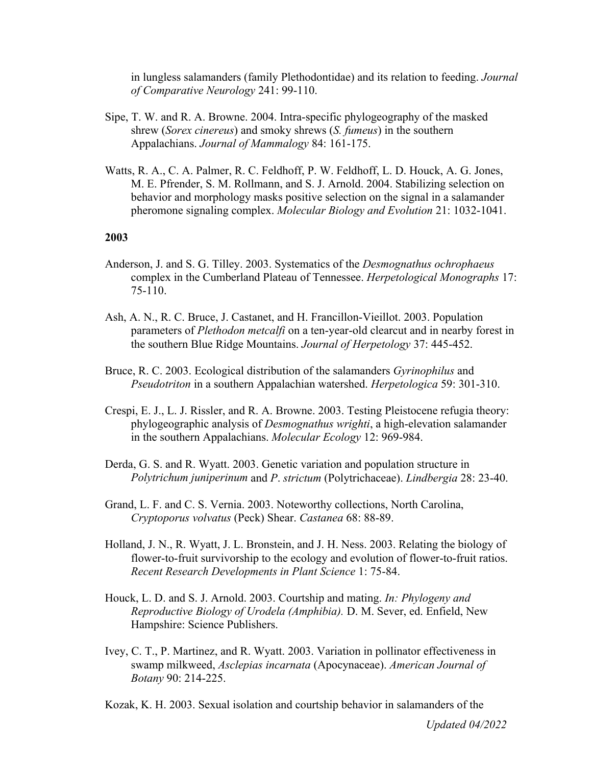in lungless salamanders (family Plethodontidae) and its relation to feeding. *Journal of Comparative Neurology* 241: 99-110.

Sipe, T. W. and R. A. Browne. 2004. Intra-specific phylogeography of the masked shrew (*Sorex cinereus*) and smoky shrews (*S. fumeus*) in the southern Appalachians. *Journal of Mammalogy* 84: 161-175.

Watts, R. A., C. A. Palmer, R. C. Feldhoff, P. W. Feldhoff, L. D. Houck, A. G. Jones, M. E. Pfrender, S. M. Rollmann, and S. J. Arnold. 2004. Stabilizing selection on behavior and morphology masks positive selection on the signal in a salamander pheromone signaling complex. *Molecular Biology and Evolution* 21: 1032-1041.

**2003**

Anderson, J. and S. G. Tilley. 2003. Systematics of the *Desmognathus ochrophaeus* complex in the Cumberland Plateau of Tennessee. *Herpetological Monographs* 17: 75-110.

Ash, A. N., R. C. Bruce, J. Castanet, and H. Francillon-Vieillot. 2003. Population parameters of *Plethodon metcalfi* on a ten-year-old clearcut and in nearby forest in the southern Blue Ridge Mountains. *Journal of Herpetology* 37: 445-452.

Bruce, R. C. 2003. Ecological distribution of the salamanders *Gyrinophilus* and *Pseudotriton* in a southern Appalachian watershed. *Herpetologica* 59: 301-310.

Crespi, E. J., L. J. Rissler, and R. A. Browne. 2003. Testing Pleistocene refugia theory: phylogeographic analysis of *Desmognathus wrighti*, a high-elevation salamander in the southern Appalachians. *Molecular Ecology* 12: 969-984.

Derda, G. S. and R. Wyatt. 2003. Genetic variation and population structure in *Polytrichum juniperinum* and *P. strictum* (Polytrichaceae). *Lindbergia* 28: 23-40.

Grand, L. F. and C. S. Vernia. 2003. Noteworthy collections, North Carolina, *Cryptoporus volvatus* (Peck) Shear. *Castanea* 68: 88-89.

Holland, J. N., R. Wyatt, J. L. Bronstein, and J. H. Ness. 2003. Relating the biology of flower-to-fruit survivorship to the ecology and evolution of flower-to-fruit ratios. *Recent Research Developments in Plant Science* 1: 75-84.

Houck, L. D. and S. J. Arnold. 2003. Courtship and mating. *In: Phylogeny and Reproductive Biology of Urodela (Amphibia).* D. M. Sever, ed. Enfield, New Hampshire: Science Publishers.

Ivey, C. T., P. Martinez, and R. Wyatt. 2003. Variation in pollinator effectiveness in swamp milkweed, *Asclepias incarnata* (Apocynaceae). *American Journal of Botany* 90: 214-225.

Kozak, K. H. 2003. Sexual isolation and courtship behavior in salamanders of the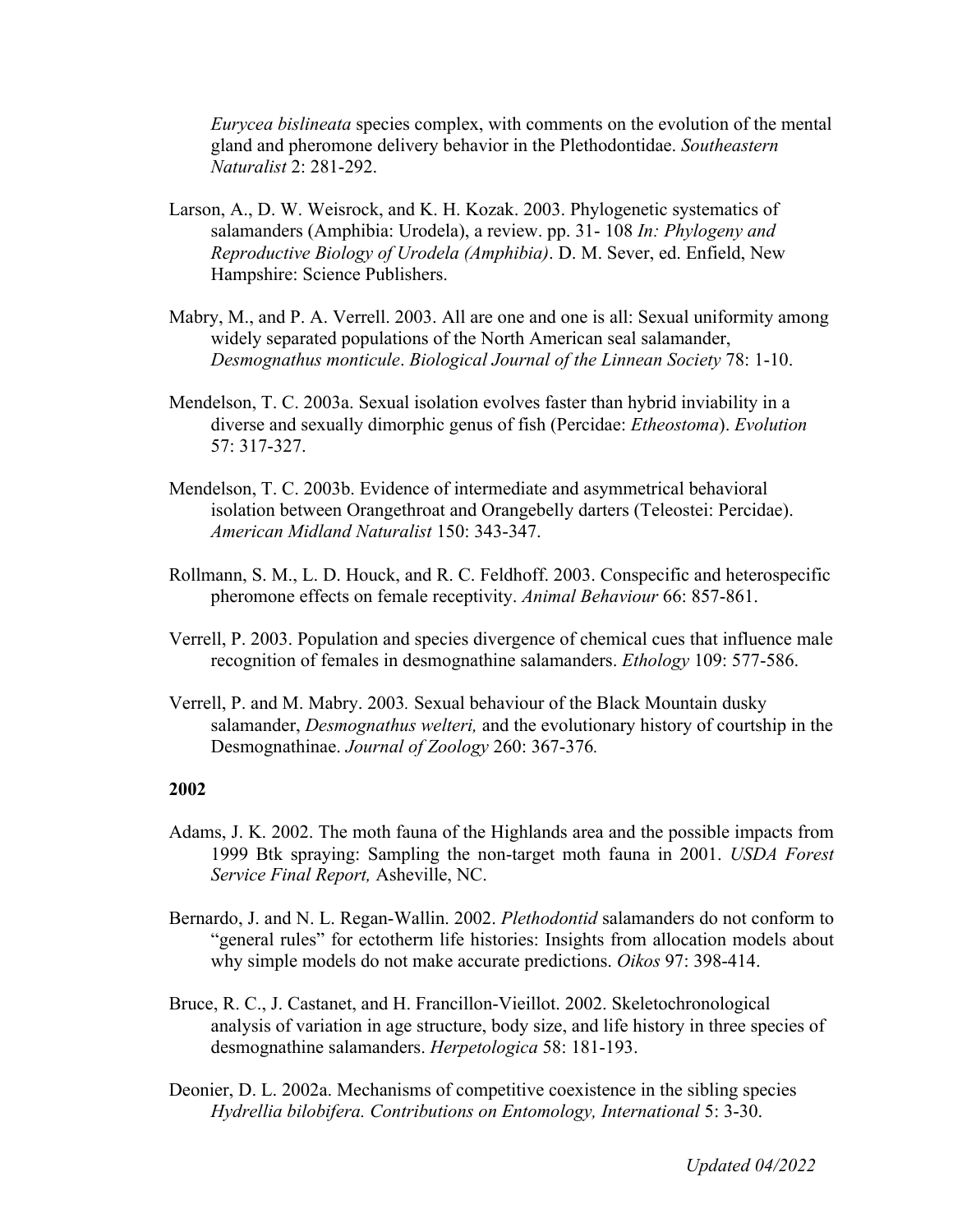*Eurycea bislineata* species complex, with comments on the evolution of the mental gland and pheromone delivery behavior in the Plethodontidae. *Southeastern Naturalist* 2: 281-292.

Larson, A., D. W. Weisrock, and K. H. Kozak. 2003. Phylogenetic systematics of salamanders (Amphibia: Urodela), a review. pp. 31- 108 *In: Phylogeny and Reproductive Biology of Urodela (Amphibia)*. D. M. Sever, ed. Enfield, New Hampshire: Science Publishers.

Mabry, M., and P. A. Verrell. 2003. All are one and one is all: Sexual uniformity among widely separated populations of the North American seal salamander, *Desmognathus monticule*. *Biological Journal of the Linnean Society* 78: 1-10.

Mendelson, T. C. 2003a. Sexual isolation evolves faster than hybrid inviability in a diverse and sexually dimorphic genus of fish (Percidae: *Etheostoma*). *Evolution* 57: 317-327.

Mendelson, T. C. 2003b. Evidence of intermediate and asymmetrical behavioral isolation between Orangethroat and Orangebelly darters (Teleostei: Percidae). *American Midland Naturalist* 150: 343-347.

Rollmann, S. M., L. D. Houck, and R. C. Feldhoff. 2003. Conspecific and heterospecific pheromone effects on female receptivity. *Animal Behaviour* 66: 857-861.

Verrell, P. 2003. Population and species divergence of chemical cues that influence male recognition of females in desmognathine salamanders. *Ethology* 109: 577-586.

Verrell, P. and M. Mabry. 2003. Sexual behaviour of the Black Mountain dusky salamander, *Desmognathus welteri,* and the evolutionary history of courtship in the Desmognathinae. *Journal of Zoology* 260: 367-376.

**2002**

Adams, J. K. 2002. The moth fauna of the Highlands area and the possible impacts from 1999 Btk spraying: Sampling the non-target moth fauna in 2001. *USDA Forest Service Final Report,* Asheville, NC.

Bernardo, J. and N. L. Regan-Wallin. 2002. *Plethodontid* salamanders do not conform to "general rules" for ectotherm life histories: Insights from allocation models about why simple models do not make accurate predictions. *Oikos* 97: 398-414.

Bruce, R. C., J. Castanet, and H. Francillon-Vieillot. 2002. Skeletochronological analysis of variation in age structure, body size, and life history in three species of desmognathine salamanders. *Herpetologica* 58: 181-193.

Deonier, D. L. 2002a. Mechanisms of competitive coexistence in the sibling species *Hydrellia bilobifera. Contributions on Entomology, International* 5: 3-30.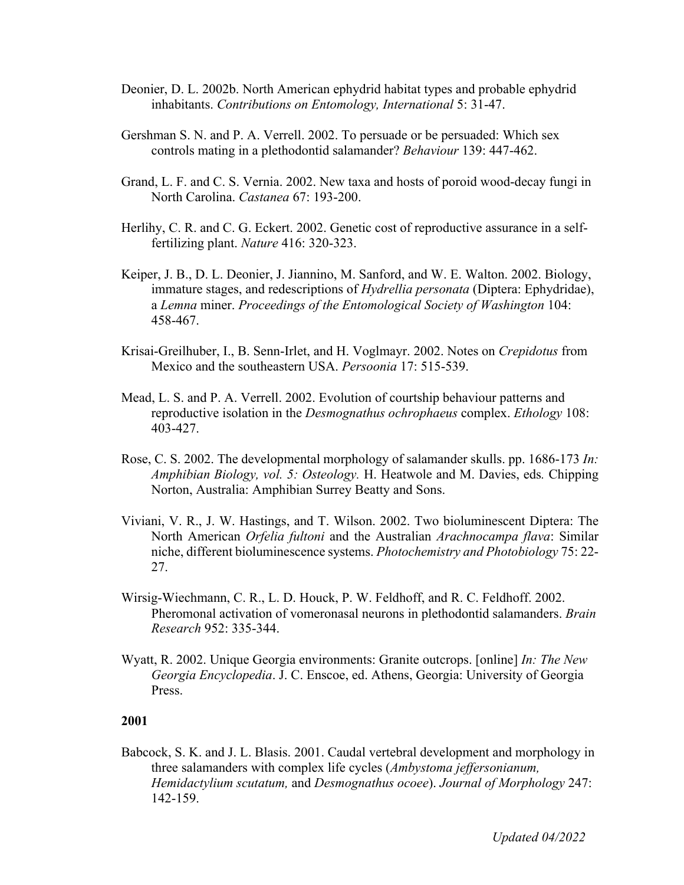Deonier, D. L. 2002b. North American ephydrid habitat types and probable ephydrid inhabitants. *Contributions on Entomology, International* 5: 31-47.

Gershman S. N. and P. A. Verrell. 2002. To persuade or be persuaded: Which sex controls mating in a plethodontid salamander? *Behaviour* 139: 447-462.

Grand, L. F. and C. S. Vernia. 2002. New taxa and hosts of poroid wood-decay fungi in North Carolina. *Castanea* 67: 193-200.

Herlihy, C. R. and C. G. Eckert. 2002. Genetic cost of reproductive assurance in a self-fertilizing plant. *Nature* 416: 320-323.

Keiper, J. B., D. L. Deonier, J. Jiannino, M. Sanford, and W. E. Walton. 2002. Biology, immature stages, and redescriptions of *Hydrellia personata* (Diptera: Ephydridae), a *Lemna* miner. *Proceedings of the Entomological Society of Washington* 104: 458-467.

Krisai-Greilhuber, I., B. Senn-Irlet, and H. Voglmayr. 2002. Notes on *Crepidotus* from Mexico and the southeastern USA. *Persoonia* 17: 515-539.

Mead, L. S. and P. A. Verrell. 2002. Evolution of courtship behaviour patterns and reproductive isolation in the *Desmognathus ochrophaeus* complex. *Ethology* 108: 403-427.

Rose, C. S. 2002. The developmental morphology of salamander skulls. pp. 1686-173 *In: Amphibian Biology, vol. 5: Osteology.* H. Heatwole and M. Davies, eds*.* Chipping Norton, Australia: Amphibian Surrey Beatty and Sons.

Viviani, V. R., J. W. Hastings, and T. Wilson. 2002. Two bioluminescent Diptera: The North American *Orfelia fultoni* and the Australian *Arachnocampa flava*: Similar niche, different bioluminescence systems. *Photochemistry and Photobiology* 75: 22-27.

Wirsig-Wiechmann, C. R., L. D. Houck, P. W. Feldhoff, and R. C. Feldhoff. 2002. Pheromonal activation of vomeronasal neurons in plethodontid salamanders. *Brain Research* 952: 335-344.

Wyatt, R. 2002. Unique Georgia environments: Granite outcrops. [online] *In: The New Georgia Encyclopedia*. J. C. Enscoe, ed. Athens, Georgia: University of Georgia Press.

**2001**

Babcock, S. K. and J. L. Blasis. 2001. Caudal vertebral development and morphology in three salamanders with complex life cycles (*Ambystoma jeffersonianum, Hemidactylium scutatum,* and *Desmognathus ocoee*). *Journal of Morphology* 247: 142-159.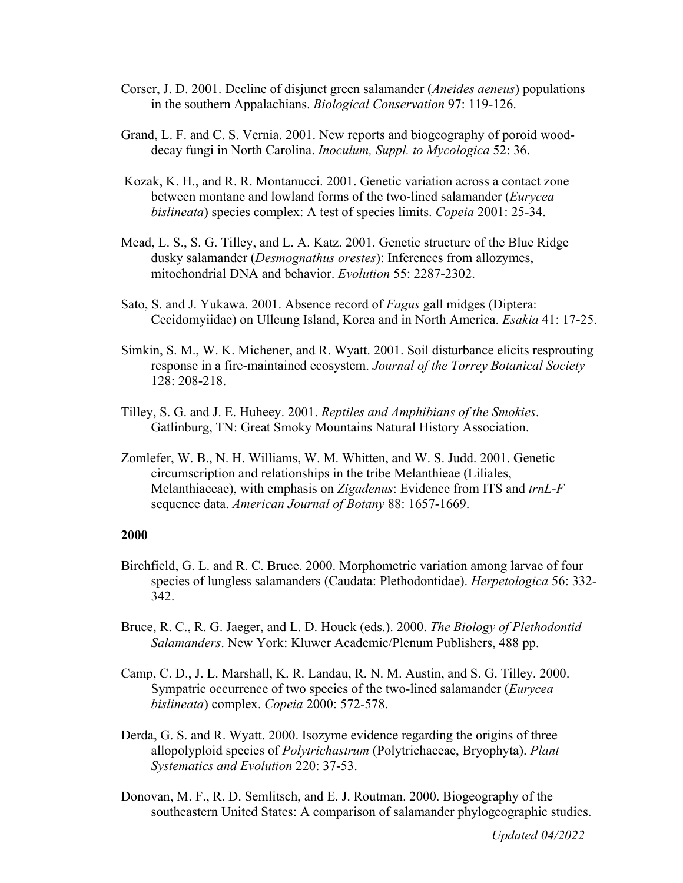Corser, J. D. 2001. Decline of disjunct green salamander (*Aneides aeneus*) populations in the southern Appalachians. *Biological Conservation* 97: 119-126.

Grand, L. F. and C. S. Vernia. 2001. New reports and biogeography of poroid wood-decay fungi in North Carolina. *Inoculum, Suppl. to Mycologica* 52: 36.

Kozak, K. H., and R. R. Montanucci. 2001. Genetic variation across a contact zone between montane and lowland forms of the two-lined salamander (*Eurycea bislineata*) species complex: A test of species limits. *Copeia* 2001: 25-34.

Mead, L. S., S. G. Tilley, and L. A. Katz. 2001. Genetic structure of the Blue Ridge dusky salamander (*Desmognathus orestes*): Inferences from allozymes, mitochondrial DNA and behavior. *Evolution* 55: 2287-2302.

Sato, S. and J. Yukawa. 2001. Absence record of *Fagus* gall midges (Diptera: Cecidomyiidae) on Ulleung Island, Korea and in North America. *Esakia* 41: 17-25.

Simkin, S. M., W. K. Michener, and R. Wyatt. 2001. Soil disturbance elicits resprouting response in a fire-maintained ecosystem. *Journal of the Torrey Botanical Society* 128: 208-218.

Tilley, S. G. and J. E. Huheey. 2001. *Reptiles and Amphibians of the Smokies*. Gatlinburg, TN: Great Smoky Mountains Natural History Association.

Zomlefer, W. B., N. H. Williams, W. M. Whitten, and W. S. Judd. 2001. Genetic circumscription and relationships in the tribe Melanthieae (Liliales, Melanthiaceae), with emphasis on *Zigadenus*: Evidence from ITS and *trnL-F* sequence data. *American Journal of Botany* 88: 1657-1669.

**2000**

Birchfield, G. L. and R. C. Bruce. 2000. Morphometric variation among larvae of four species of lungless salamanders (Caudata: Plethodontidae). *Herpetologica* 56: 332-342.

Bruce, R. C., R. G. Jaeger, and L. D. Houck (eds.). 2000. *The Biology of Plethodontid Salamanders*. New York: Kluwer Academic/Plenum Publishers, 488 pp.

Camp, C. D., J. L. Marshall, K. R. Landau, R. N. M. Austin, and S. G. Tilley. 2000. Sympatric occurrence of two species of the two-lined salamander (*Eurycea bislineata*) complex. *Copeia* 2000: 572-578.

Derda, G. S. and R. Wyatt. 2000. Isozyme evidence regarding the origins of three allopolyploid species of *Polytrichastrum* (Polytrichaceae, Bryophyta). *Plant Systematics and Evolution* 220: 37-53.

Donovan, M. F., R. D. Semlitsch, and E. J. Routman. 2000. Biogeography of the southeastern United States: A comparison of salamander phylogeographic studies.

*Updated 04/2022*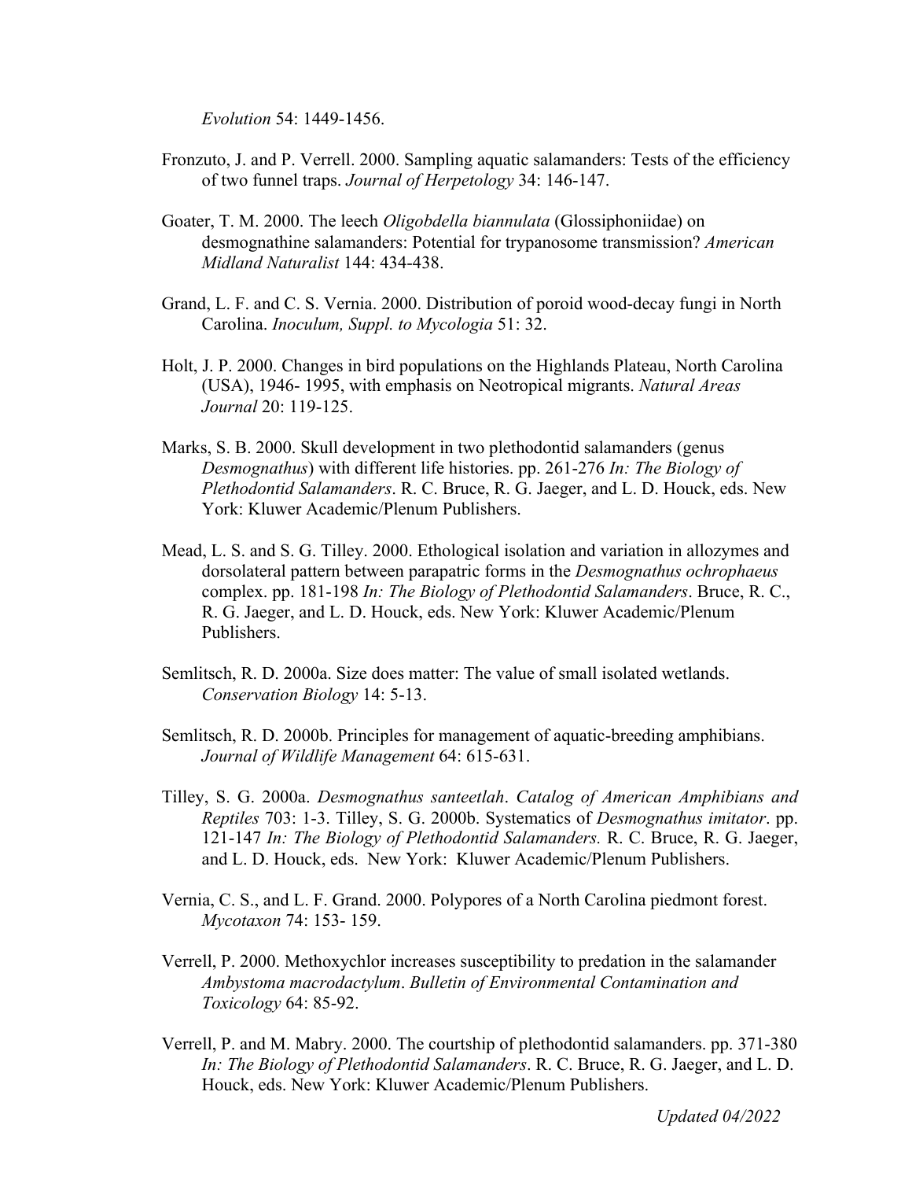*Evolution* 54: 1449-1456.

Fronzuto, J. and P. Verrell. 2000. Sampling aquatic salamanders: Tests of the efficiency of two funnel traps. *Journal of Herpetology* 34: 146-147.

Goater, T. M. 2000. The leech *Oligobdella biannulata* (Glossiphoniidae) on desmognathine salamanders: Potential for trypanosome transmission? *American Midland Naturalist* 144: 434-438.

Grand, L. F. and C. S. Vernia. 2000. Distribution of poroid wood-decay fungi in North Carolina. *Inoculum, Suppl. to Mycologia* 51: 32.

Holt, J. P. 2000. Changes in bird populations on the Highlands Plateau, North Carolina (USA), 1946- 1995, with emphasis on Neotropical migrants. *Natural Areas Journal* 20: 119-125.

Marks, S. B. 2000. Skull development in two plethodontid salamanders (genus *Desmognathus*) with different life histories. pp. 261-276 *In: The Biology of Plethodontid Salamanders*. R. C. Bruce, R. G. Jaeger, and L. D. Houck, eds. New York: Kluwer Academic/Plenum Publishers.

Mead, L. S. and S. G. Tilley. 2000. Ethological isolation and variation in allozymes and dorsolateral pattern between parapatric forms in the *Desmognathus ochrophaeus* complex. pp. 181-198 *In: The Biology of Plethodontid Salamanders*. Bruce, R. C., R. G. Jaeger, and L. D. Houck, eds. New York: Kluwer Academic/Plenum Publishers.

Semlitsch, R. D. 2000a. Size does matter: The value of small isolated wetlands. *Conservation Biology* 14: 5-13.

Semlitsch, R. D. 2000b. Principles for management of aquatic-breeding amphibians. *Journal of Wildlife Management* 64: 615-631.

Tilley, S. G. 2000a. *Desmognathus santeetlah*. *Catalog of American Amphibians and Reptiles* 703: 1-3. Tilley, S. G. 2000b. Systematics of *Desmognathus imitator*. pp. 121-147 *In: The Biology of Plethodontid Salamanders.* R. C. Bruce, R. G. Jaeger, and L. D. Houck, eds. New York: Kluwer Academic/Plenum Publishers.

Vernia, C. S., and L. F. Grand. 2000. Polypores of a North Carolina piedmont forest. *Mycotaxon* 74: 153- 159.

Verrell, P. 2000. Methoxychlor increases susceptibility to predation in the salamander *Ambystoma macrodactylum*. *Bulletin of Environmental Contamination and Toxicology* 64: 85-92.

Verrell, P. and M. Mabry. 2000. The courtship of plethodontid salamanders. pp. 371-380 *In: The Biology of Plethodontid Salamanders*. R. C. Bruce, R. G. Jaeger, and L. D. Houck, eds. New York: Kluwer Academic/Plenum Publishers.

*Updated 04/2022*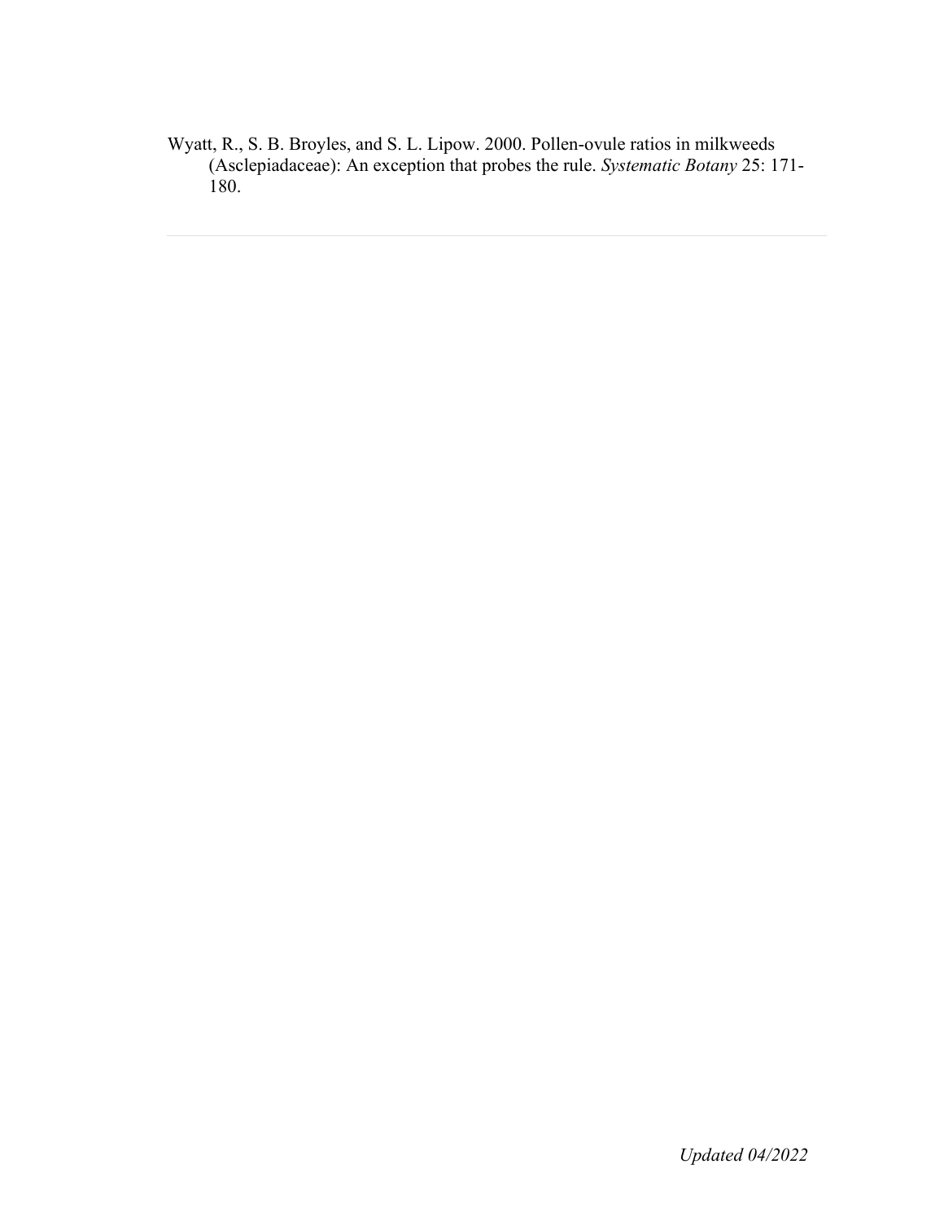Wyatt, R., S. B. Broyles, and S. L. Lipow. 2000. Pollen-ovule ratios in milkweeds (Asclepiadaceae): An exception that probes the rule. *Systematic Botany* 25: 171-180.

---

*Updated 04/2022*